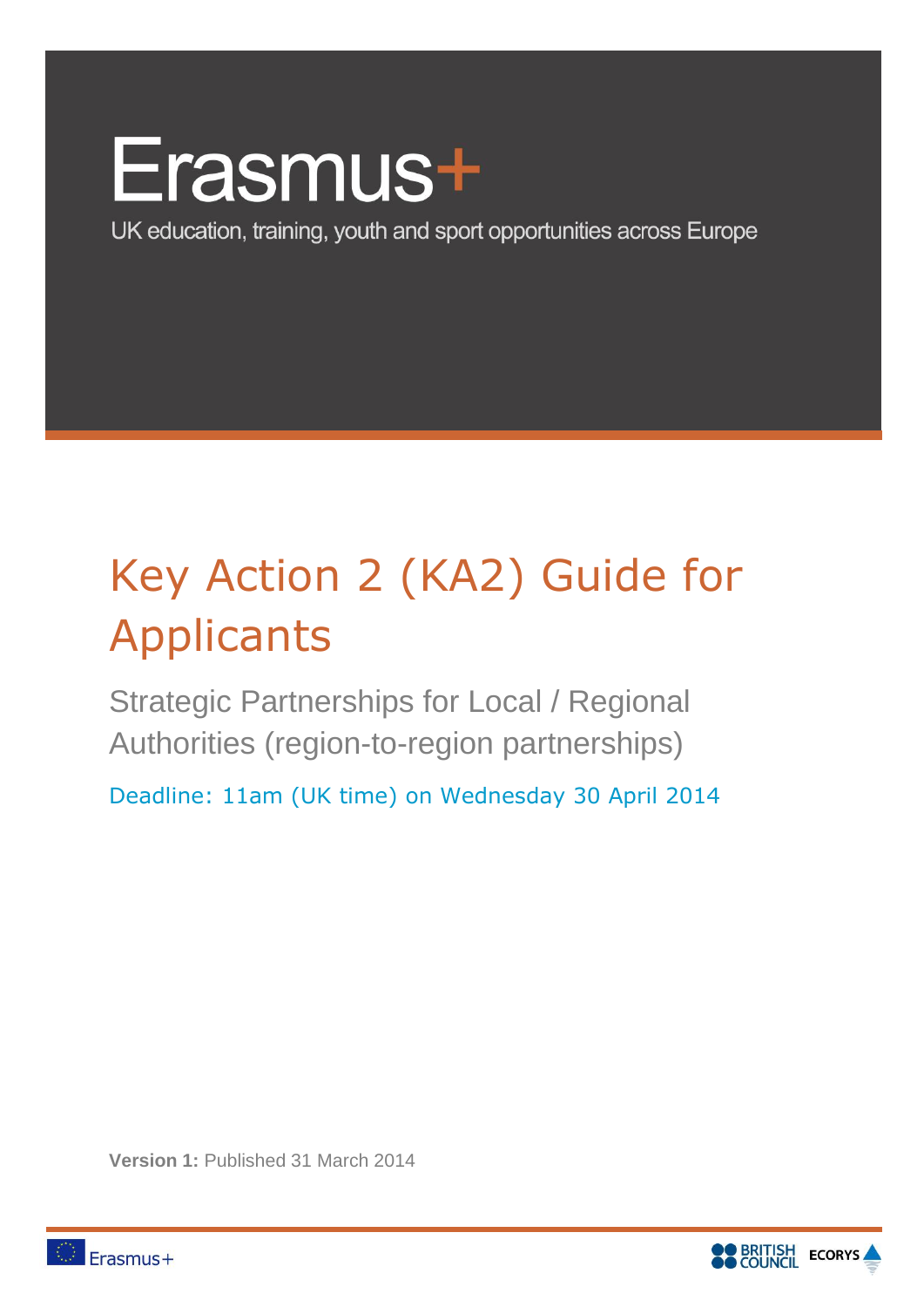# Erasmus+

UK education, training, youth and sport opportunities across Europe

# Key Action 2 (KA2) Guide for Applicants

## Strategic Partnerships for Local / Regional Authorities (region-to-region partnerships)

Deadline: 11am (UK time) on Wednesday 30 April 2014

**Version 1:** Published 31 March 2014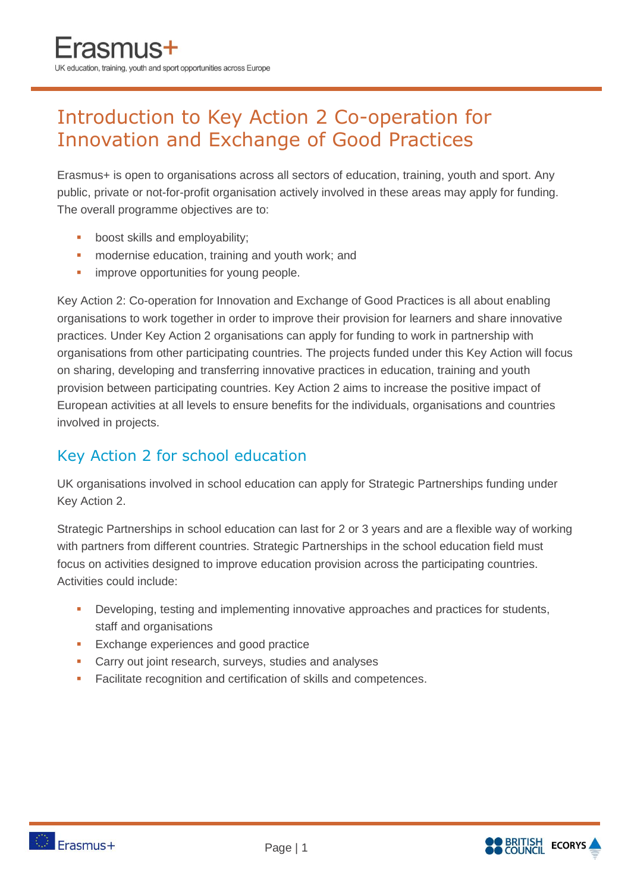# Introduction to Key Action 2 Co-operation for Innovation and Exchange of Good Practices

Erasmus+ is open to organisations across all sectors of education, training, youth and sport. Any public, private or not-for-profit organisation actively involved in these areas may apply for funding. The overall programme objectives are to:

- boost skills and employability;
- modernise education, training and youth work; and
- improve opportunities for young people.

Key Action 2: Co-operation for Innovation and Exchange of Good Practices is all about enabling organisations to work together in order to improve their provision for learners and share innovative practices. Under Key Action 2 organisations can apply for funding to work in partnership with organisations from other participating countries. The projects funded under this Key Action will focus on sharing, developing and transferring innovative practices in education, training and youth provision between participating countries. Key Action 2 aims to increase the positive impact of European activities at all levels to ensure benefits for the individuals, organisations and countries involved in projects.

## Key Action 2 for school education

UK organisations involved in school education can apply for Strategic Partnerships funding under Key Action 2.

Strategic Partnerships in school education can last for 2 or 3 years and are a flexible way of working with partners from different countries. Strategic Partnerships in the school education field must focus on activities designed to improve education provision across the participating countries. Activities could include:

- Developing, testing and implementing innovative approaches and practices for students, staff and organisations
- Exchange experiences and good practice
- Carry out joint research, surveys, studies and analyses
- Facilitate recognition and certification of skills and competences.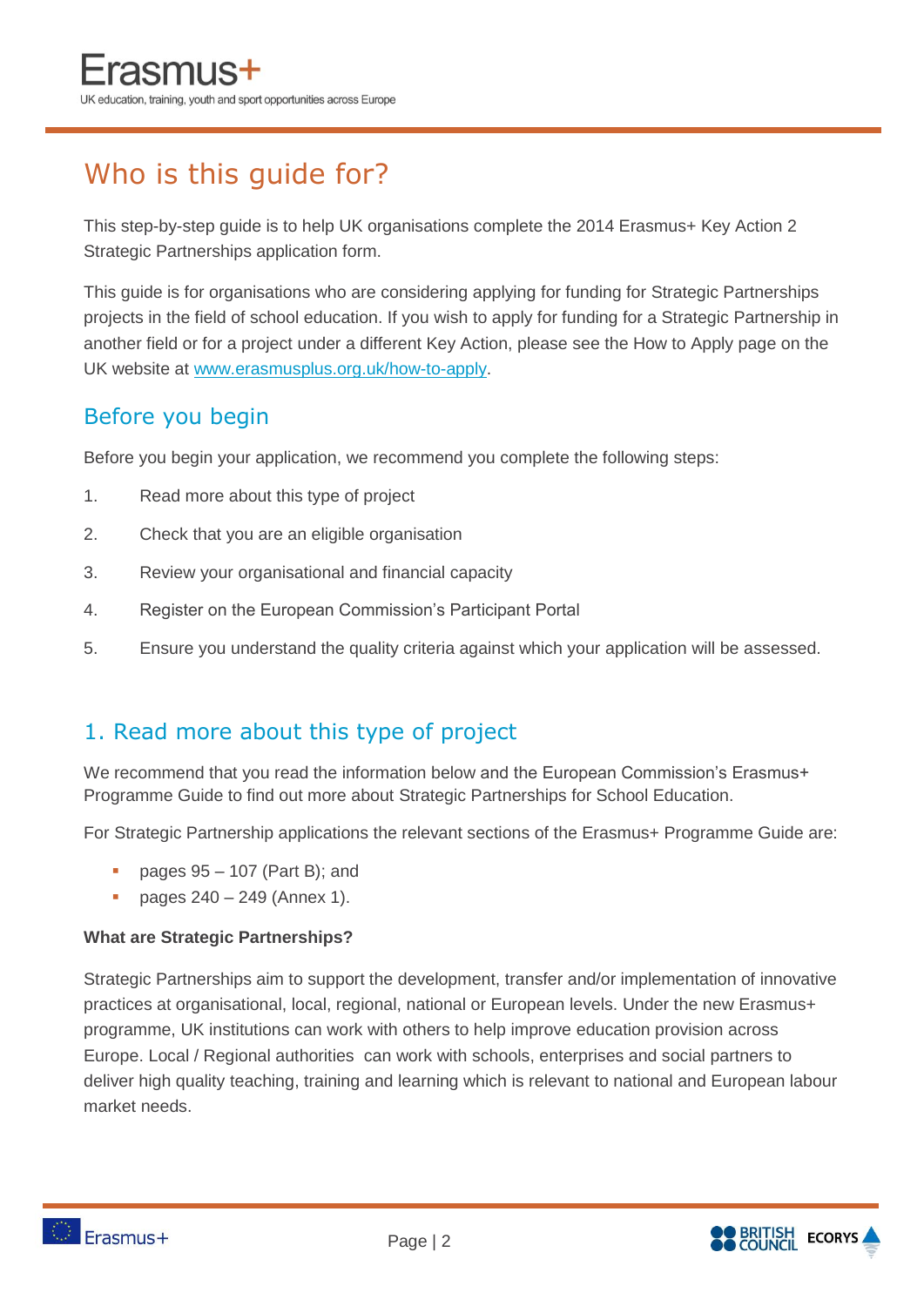# Who is this guide for?

This step-by-step guide is to help UK organisations complete the 2014 Erasmus+ Key Action 2 Strategic Partnerships application form.

This guide is for organisations who are considering applying for funding for Strategic Partnerships projects in the field of school education. If you wish to apply for funding for a Strategic Partnership in another field or for a project under a different Key Action, please see the How to Apply page on the UK website at [www.erasmusplus.org.uk/how-to-apply](www.erasmusplus.org.uk/how-to-apply).

## Before you begin

Before you begin your application, we recommend you complete the following steps:

1. Read more about this type of project
2. Check that you are an eligible organisation
3. Review your organisational and financial capacity
4. Register on the European Commission's Participant Portal
5. Ensure you understand the quality criteria against which your application will be assessed.

## 1. Read more about this type of project

We recommend that you read the information below and the European Commission's Erasmus+ Programme Guide to find out more about Strategic Partnerships for School Education.

For Strategic Partnership applications the relevant sections of the Erasmus+ Programme Guide are:

- pages 95 – 107 (Part B); and
- pages 240 – 249 (Annex 1).

**What are Strategic Partnerships?**

Strategic Partnerships aim to support the development, transfer and/or implementation of innovative practices at organisational, local, regional, national or European levels. Under the new Erasmus+ programme, UK institutions can work with others to help improve education provision across Europe. Local / Regional authorities can work with schools, enterprises and social partners to deliver high quality teaching, training and learning which is relevant to national and European labour market needs.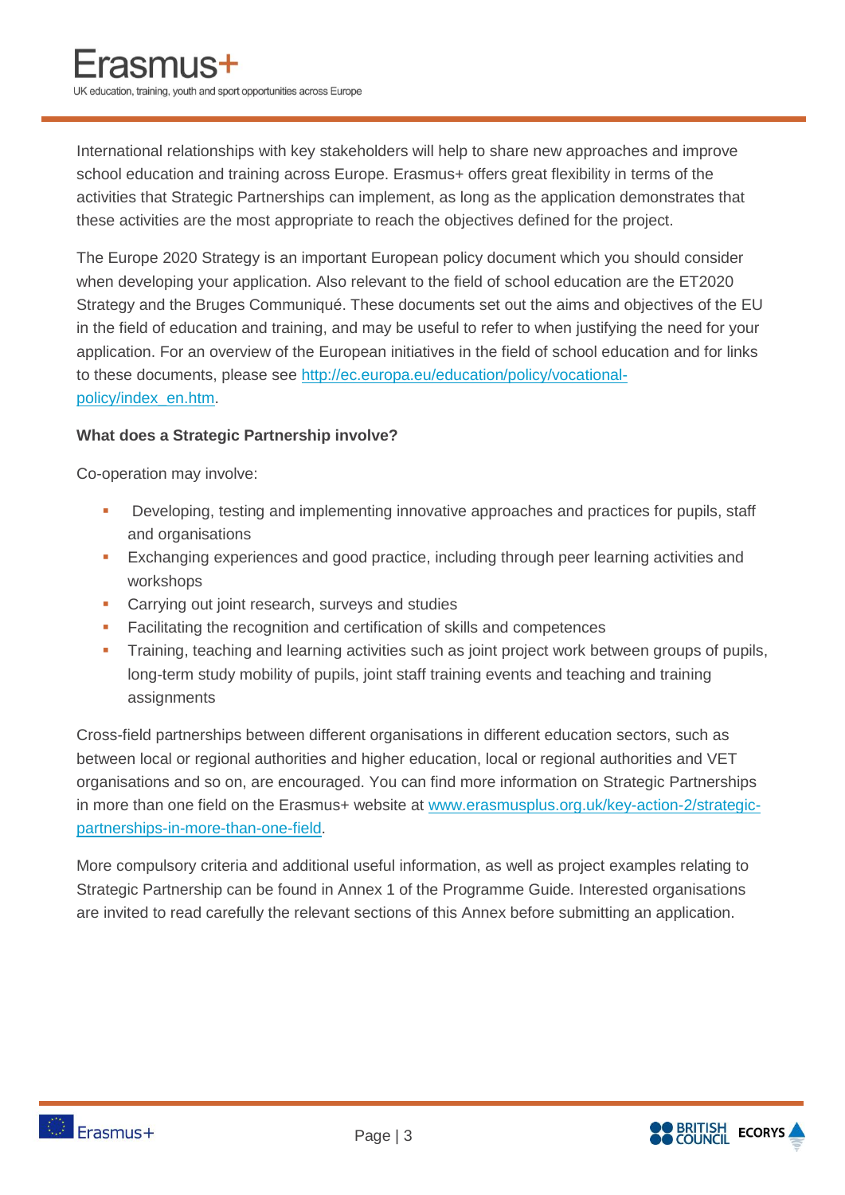International relationships with key stakeholders will help to share new approaches and improve school education and training across Europe. Erasmus+ offers great flexibility in terms of the activities that Strategic Partnerships can implement, as long as the application demonstrates that these activities are the most appropriate to reach the objectives defined for the project.

The Europe 2020 Strategy is an important European policy document which you should consider when developing your application. Also relevant to the field of school education are the ET2020 Strategy and the Bruges Communiqué. These documents set out the aims and objectives of the EU in the field of education and training, and may be useful to refer to when justifying the need for your application. For an overview of the European initiatives in the field of school education and for links to these documents, please see [http://ec.europa.eu/education/policy/vocational-policy/index_en.htm](http://ec.europa.eu/education/policy/vocational-policy/index_en.htm).

**What does a Strategic Partnership involve?**

Co-operation may involve:

- Developing, testing and implementing innovative approaches and practices for pupils, staff and organisations
- Exchanging experiences and good practice, including through peer learning activities and workshops
- Carrying out joint research, surveys and studies
- Facilitating the recognition and certification of skills and competences
- Training, teaching and learning activities such as joint project work between groups of pupils, long-term study mobility of pupils, joint staff training events and teaching and training assignments

Cross-field partnerships between different organisations in different education sectors, such as between local or regional authorities and higher education, local or regional authorities and VET organisations and so on, are encouraged. You can find more information on Strategic Partnerships in more than one field on the Erasmus+ website at [www.erasmusplus.org.uk/key-action-2/strategic-partnerships-in-more-than-one-field](www.erasmusplus.org.uk/key-action-2/strategic-partnerships-in-more-than-one-field).

More compulsory criteria and additional useful information, as well as project examples relating to Strategic Partnership can be found in Annex 1 of the Programme Guide. Interested organisations are invited to read carefully the relevant sections of this Annex before submitting an application.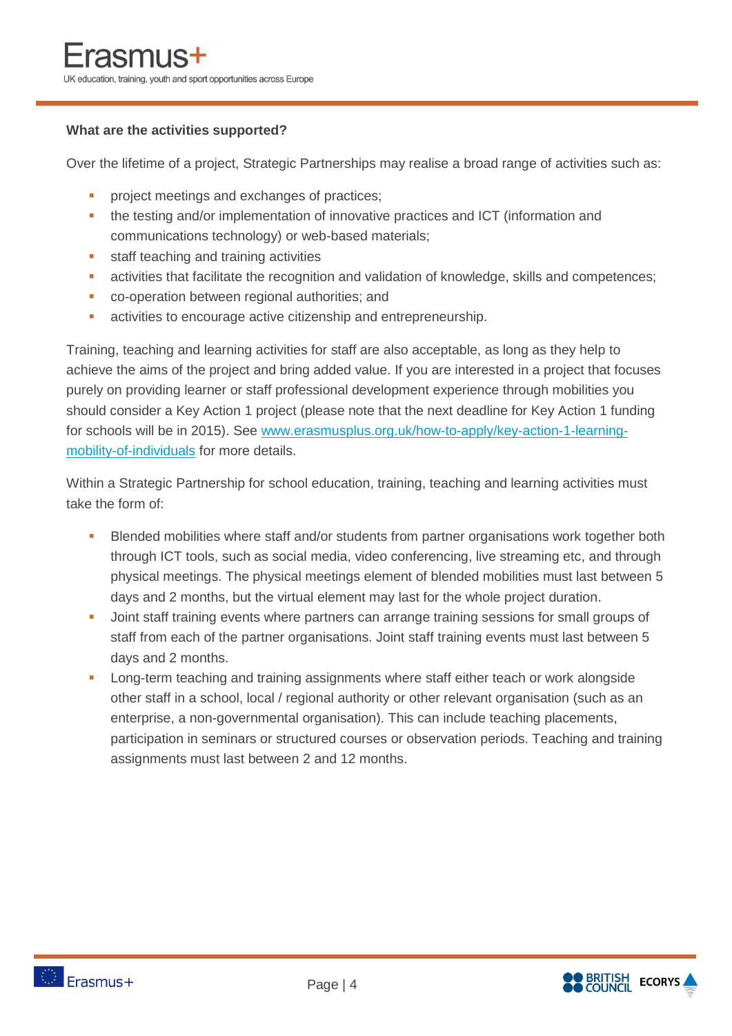**What are the activities supported?**

Over the lifetime of a project, Strategic Partnerships may realise a broad range of activities such as:

- project meetings and exchanges of practices;
- the testing and/or implementation of innovative practices and ICT (information and communications technology) or web-based materials;
- staff teaching and training activities
- activities that facilitate the recognition and validation of knowledge, skills and competences;
- co-operation between regional authorities; and
- activities to encourage active citizenship and entrepreneurship.

Training, teaching and learning activities for staff are also acceptable, as long as they help to achieve the aims of the project and bring added value. If you are interested in a project that focuses purely on providing learner or staff professional development experience through mobilities you should consider a Key Action 1 project (please note that the next deadline for Key Action 1 funding for schools will be in 2015). See [www.erasmusplus.org.uk/how-to-apply/key-action-1-learning-mobility-of-individuals](www.erasmusplus.org.uk/how-to-apply/key-action-1-learning-mobility-of-individuals) for more details.

Within a Strategic Partnership for school education, training, teaching and learning activities must take the form of:

- Blended mobilities where staff and/or students from partner organisations work together both through ICT tools, such as social media, video conferencing, live streaming etc, and through physical meetings. The physical meetings element of blended mobilities must last between 5 days and 2 months, but the virtual element may last for the whole project duration.
- Joint staff training events where partners can arrange training sessions for small groups of staff from each of the partner organisations. Joint staff training events must last between 5 days and 2 months.
- Long-term teaching and training assignments where staff either teach or work alongside other staff in a school, local / regional authority or other relevant organisation (such as an enterprise, a non-governmental organisation). This can include teaching placements, participation in seminars or structured courses or observation periods. Teaching and training assignments must last between 2 and 12 months.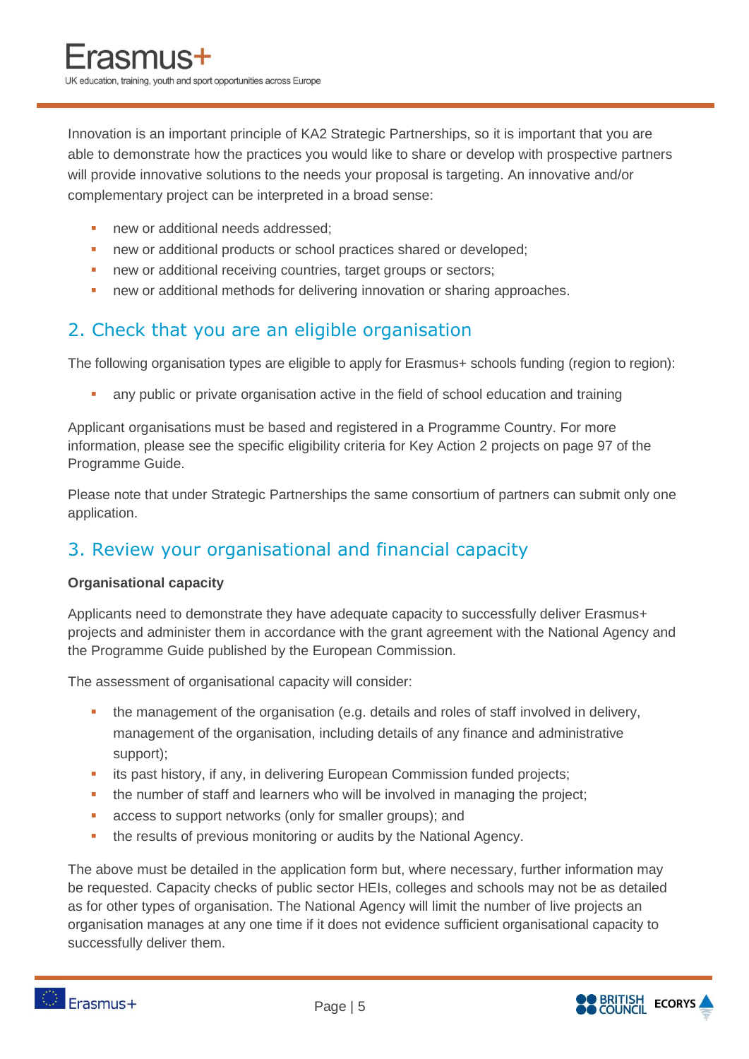Innovation is an important principle of KA2 Strategic Partnerships, so it is important that you are able to demonstrate how the practices you would like to share or develop with prospective partners will provide innovative solutions to the needs your proposal is targeting. An innovative and/or complementary project can be interpreted in a broad sense:

- new or additional needs addressed;
- new or additional products or school practices shared or developed;
- new or additional receiving countries, target groups or sectors;
- new or additional methods for delivering innovation or sharing approaches.

## 2. Check that you are an eligible organisation

The following organisation types are eligible to apply for Erasmus+ schools funding (region to region):

- any public or private organisation active in the field of school education and training

Applicant organisations must be based and registered in a Programme Country. For more information, please see the specific eligibility criteria for Key Action 2 projects on page 97 of the Programme Guide.

Please note that under Strategic Partnerships the same consortium of partners can submit only one application.

## 3. Review your organisational and financial capacity

**Organisational capacity**

Applicants need to demonstrate they have adequate capacity to successfully deliver Erasmus+ projects and administer them in accordance with the grant agreement with the National Agency and the Programme Guide published by the European Commission.

The assessment of organisational capacity will consider:

- the management of the organisation (e.g. details and roles of staff involved in delivery, management of the organisation, including details of any finance and administrative support);
- its past history, if any, in delivering European Commission funded projects;
- the number of staff and learners who will be involved in managing the project;
- access to support networks (only for smaller groups); and
- the results of previous monitoring or audits by the National Agency.

The above must be detailed in the application form but, where necessary, further information may be requested. Capacity checks of public sector HEIs, colleges and schools may not be as detailed as for other types of organisation. The National Agency will limit the number of live projects an organisation manages at any one time if it does not evidence sufficient organisational capacity to successfully deliver them.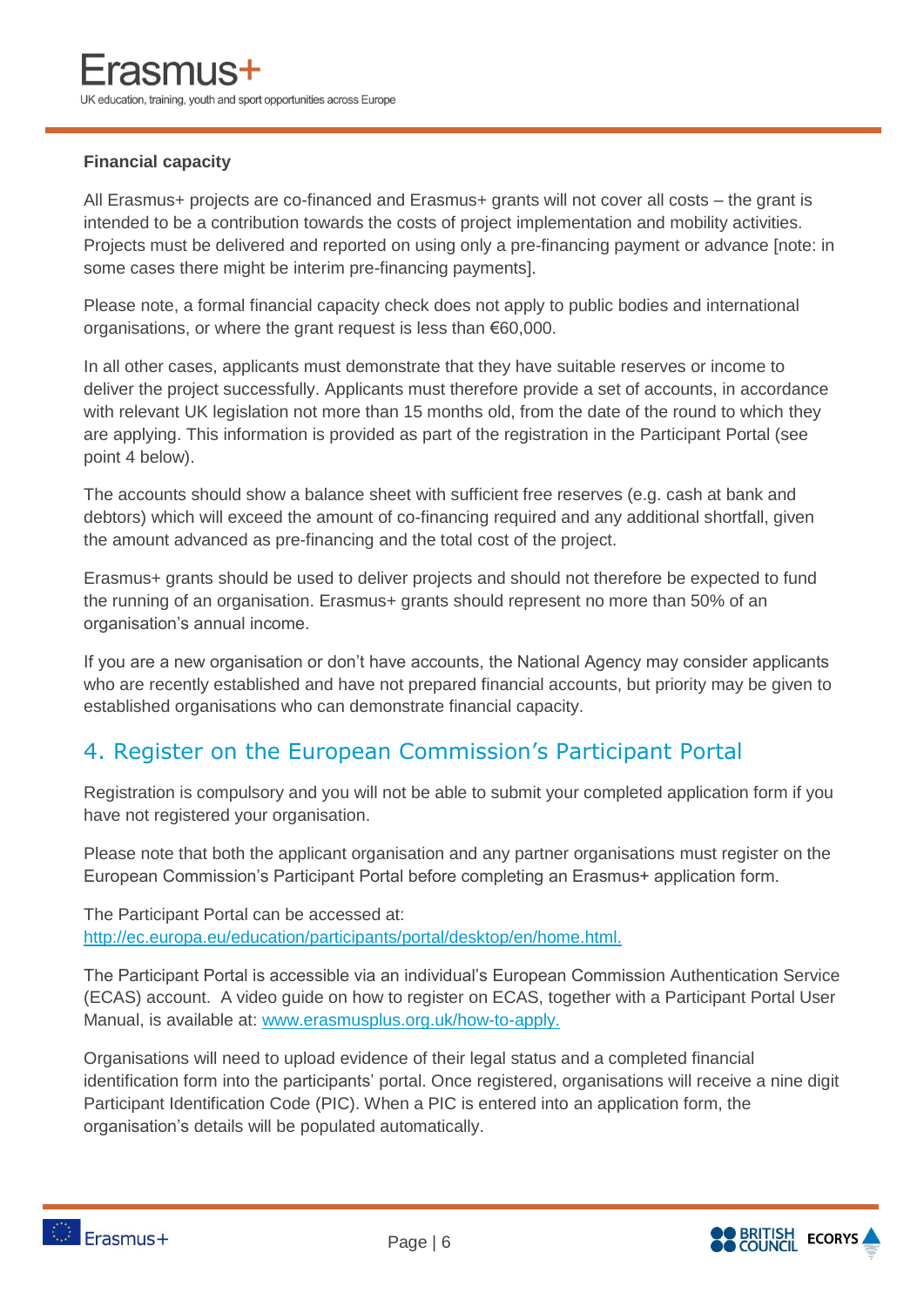**Financial capacity**

All Erasmus+ projects are co-financed and Erasmus+ grants will not cover all costs – the grant is intended to be a contribution towards the costs of project implementation and mobility activities. Projects must be delivered and reported on using only a pre-financing payment or advance [note: in some cases there might be interim pre-financing payments].

Please note, a formal financial capacity check does not apply to public bodies and international organisations, or where the grant request is less than €60,000.

In all other cases, applicants must demonstrate that they have suitable reserves or income to deliver the project successfully. Applicants must therefore provide a set of accounts, in accordance with relevant UK legislation not more than 15 months old, from the date of the round to which they are applying. This information is provided as part of the registration in the Participant Portal (see point 4 below).

The accounts should show a balance sheet with sufficient free reserves (e.g. cash at bank and debtors) which will exceed the amount of co-financing required and any additional shortfall, given the amount advanced as pre-financing and the total cost of the project.

Erasmus+ grants should be used to deliver projects and should not therefore be expected to fund the running of an organisation. Erasmus+ grants should represent no more than 50% of an organisation's annual income.

If you are a new organisation or don't have accounts, the National Agency may consider applicants who are recently established and have not prepared financial accounts, but priority may be given to established organisations who can demonstrate financial capacity.

## 4. Register on the European Commission's Participant Portal

Registration is compulsory and you will not be able to submit your completed application form if you have not registered your organisation.

Please note that both the applicant organisation and any partner organisations must register on the European Commission's Participant Portal before completing an Erasmus+ application form.

The Participant Portal can be accessed at:
http://ec.europa.eu/education/participants/portal/desktop/en/home.html.

The Participant Portal is accessible via an individual's European Commission Authentication Service (ECAS) account. A video guide on how to register on ECAS, together with a Participant Portal User Manual, is available at: www.erasmusplus.org.uk/how-to-apply.

Organisations will need to upload evidence of their legal status and a completed financial identification form into the participants' portal. Once registered, organisations will receive a nine digit Participant Identification Code (PIC). When a PIC is entered into an application form, the organisation's details will be populated automatically.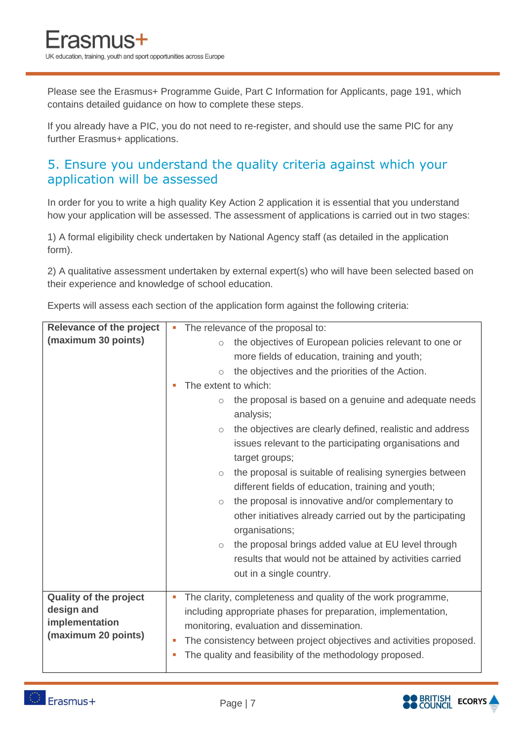Please see the Erasmus+ Programme Guide, Part C Information for Applicants, page 191, which contains detailed guidance on how to complete these steps.

If you already have a PIC, you do not need to re-register, and should use the same PIC for any further Erasmus+ applications.

## 5. Ensure you understand the quality criteria against which your application will be assessed

In order for you to write a high quality Key Action 2 application it is essential that you understand how your application will be assessed. The assessment of applications is carried out in two stages:

1) A formal eligibility check undertaken by National Agency staff (as detailed in the application form).

2) A qualitative assessment undertaken by external expert(s) who will have been selected based on their experience and knowledge of school education.

Experts will assess each section of the application form against the following criteria:

| Criterion | Description |
|---|---|
| **Relevance of the project (maximum 30 points)** | ▪ The relevance of the proposal to:<br>○ the objectives of European policies relevant to one or more fields of education, training and youth;<br>○ the objectives and the priorities of the Action.<br>▪ The extent to which:<br>○ the proposal is based on a genuine and adequate needs analysis;<br>○ the objectives are clearly defined, realistic and address issues relevant to the participating organisations and target groups;<br>○ the proposal is suitable of realising synergies between different fields of education, training and youth;<br>○ the proposal is innovative and/or complementary to other initiatives already carried out by the participating organisations;<br>○ the proposal brings added value at EU level through results that would not be attained by activities carried out in a single country. |
| **Quality of the project design and implementation (maximum 20 points)** | ▪ The clarity, completeness and quality of the work programme, including appropriate phases for preparation, implementation, monitoring, evaluation and dissemination.<br>▪ The consistency between project objectives and activities proposed.<br>▪ The quality and feasibility of the methodology proposed. |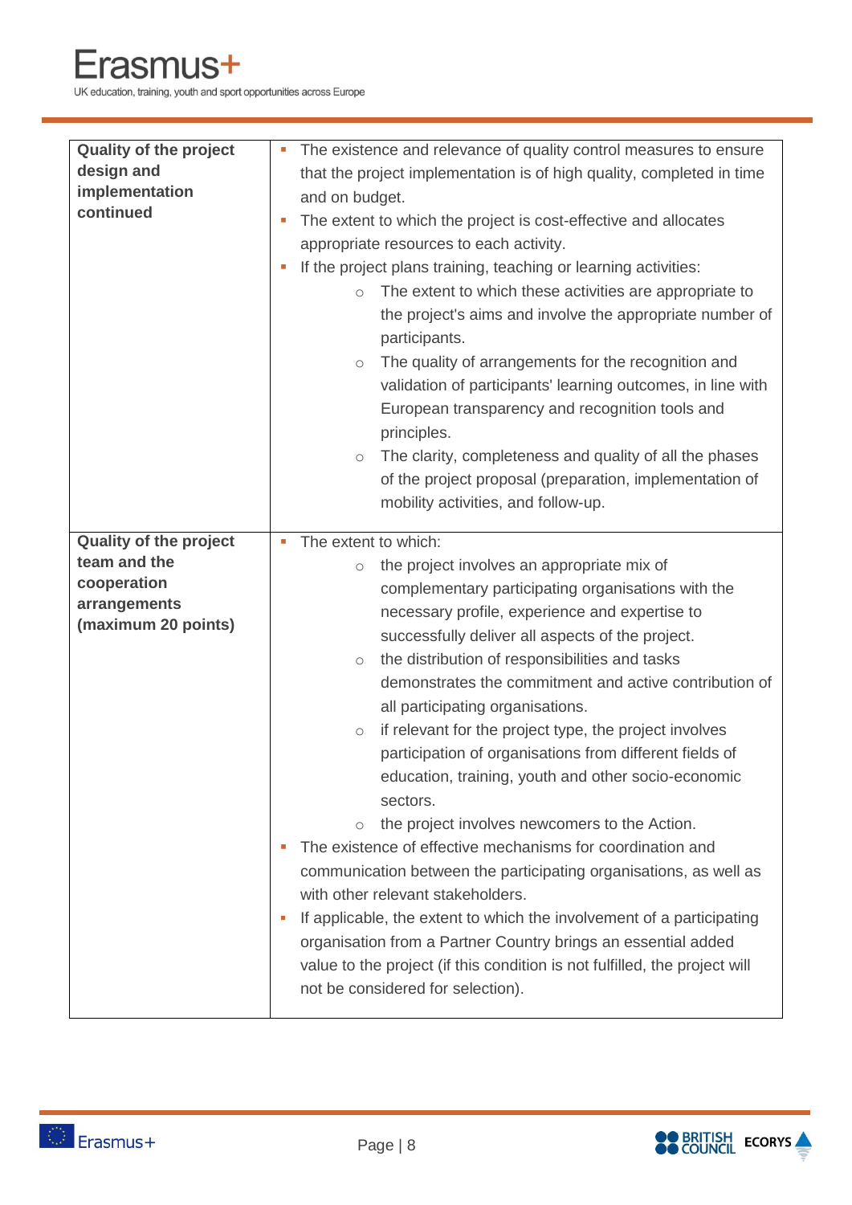| | |
|---|---|
| **Quality of the project design and implementation continued** | ▪ The existence and relevance of quality control measures to ensure that the project implementation is of high quality, completed in time and on budget.<br>▪ The extent to which the project is cost-effective and allocates appropriate resources to each activity.<br>▪ If the project plans training, teaching or learning activities:<br>&nbsp;&nbsp;&nbsp;&nbsp;○ The extent to which these activities are appropriate to the project's aims and involve the appropriate number of participants.<br>&nbsp;&nbsp;&nbsp;&nbsp;○ The quality of arrangements for the recognition and validation of participants' learning outcomes, in line with European transparency and recognition tools and principles.<br>&nbsp;&nbsp;&nbsp;&nbsp;○ The clarity, completeness and quality of all the phases of the project proposal (preparation, implementation of mobility activities, and follow-up. |
| **Quality of the project team and the cooperation arrangements (maximum 20 points)** | ▪ The extent to which:<br>&nbsp;&nbsp;&nbsp;&nbsp;○ the project involves an appropriate mix of complementary participating organisations with the necessary profile, experience and expertise to successfully deliver all aspects of the project.<br>&nbsp;&nbsp;&nbsp;&nbsp;○ the distribution of responsibilities and tasks demonstrates the commitment and active contribution of all participating organisations.<br>&nbsp;&nbsp;&nbsp;&nbsp;○ if relevant for the project type, the project involves participation of organisations from different fields of education, training, youth and other socio-economic sectors.<br>&nbsp;&nbsp;&nbsp;&nbsp;○ the project involves newcomers to the Action.<br>▪ The existence of effective mechanisms for coordination and communication between the participating organisations, as well as with other relevant stakeholders.<br>▪ If applicable, the extent to which the involvement of a participating organisation from a Partner Country brings an essential added value to the project (if this condition is not fulfilled, the project will not be considered for selection). |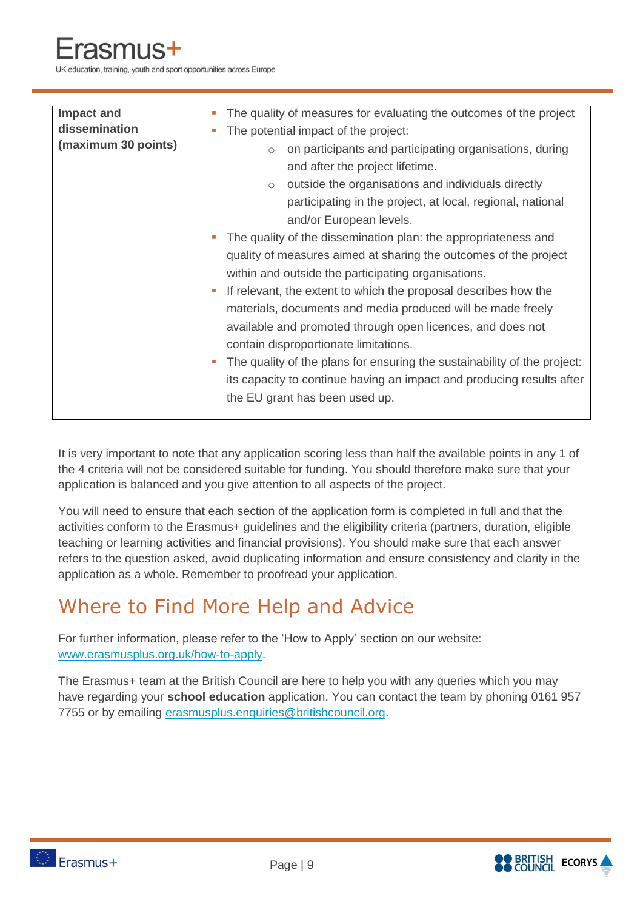| Impact and dissemination (maximum 30 points) | <ul><li>The quality of measures for evaluating the outcomes of the project</li><li>The potential impact of the project:<ul><li>on participants and participating organisations, during and after the project lifetime.</li><li>outside the organisations and individuals directly participating in the project, at local, regional, national and/or European levels.</li></ul></li><li>The quality of the dissemination plan: the appropriateness and quality of measures aimed at sharing the outcomes of the project within and outside the participating organisations.</li><li>If relevant, the extent to which the proposal describes how the materials, documents and media produced will be made freely available and promoted through open licences, and does not contain disproportionate limitations.</li><li>The quality of the plans for ensuring the sustainability of the project: its capacity to continue having an impact and producing results after the EU grant has been used up.</li></ul> |
|---|---|

It is very important to note that any application scoring less than half the available points in any 1 of the 4 criteria will not be considered suitable for funding. You should therefore make sure that your application is balanced and you give attention to all aspects of the project.

You will need to ensure that each section of the application form is completed in full and that the activities conform to the Erasmus+ guidelines and the eligibility criteria (partners, duration, eligible teaching or learning activities and financial provisions). You should make sure that each answer refers to the question asked, avoid duplicating information and ensure consistency and clarity in the application as a whole. Remember to proofread your application.

## Where to Find More Help and Advice

For further information, please refer to the 'How to Apply' section on our website: www.erasmusplus.org.uk/how-to-apply.

The Erasmus+ team at the British Council are here to help you with any queries which you may have regarding your **school education** application. You can contact the team by phoning 0161 957 7755 or by emailing erasmusplus.enquiries@britishcouncil.org.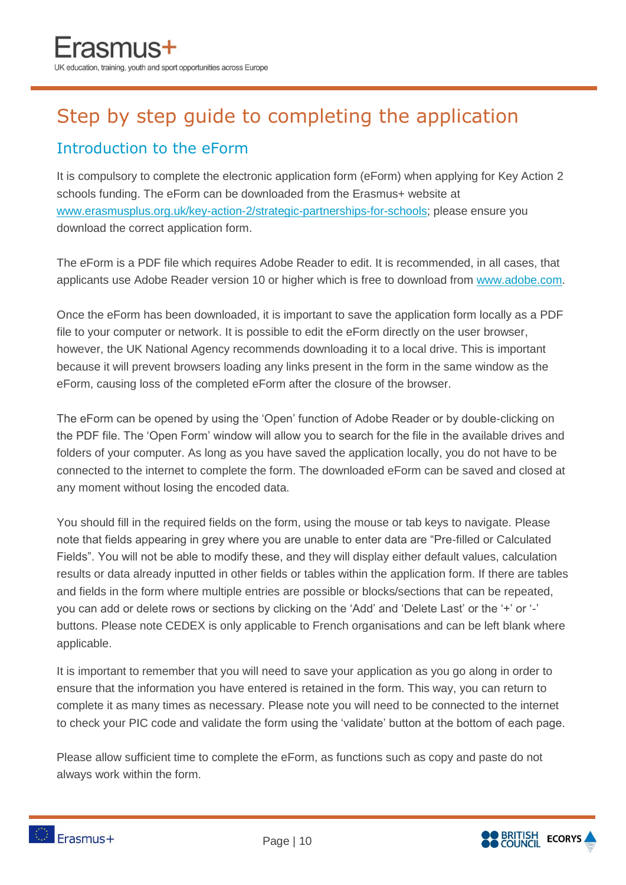# Step by step guide to completing the application

## Introduction to the eForm

It is compulsory to complete the electronic application form (eForm) when applying for Key Action 2 schools funding. The eForm can be downloaded from the Erasmus+ website at [www.erasmusplus.org.uk/key-action-2/strategic-partnerships-for-schools](www.erasmusplus.org.uk/key-action-2/strategic-partnerships-for-schools); please ensure you download the correct application form.

The eForm is a PDF file which requires Adobe Reader to edit. It is recommended, in all cases, that applicants use Adobe Reader version 10 or higher which is free to download from [www.adobe.com](www.adobe.com).

Once the eForm has been downloaded, it is important to save the application form locally as a PDF file to your computer or network. It is possible to edit the eForm directly on the user browser, however, the UK National Agency recommends downloading it to a local drive. This is important because it will prevent browsers loading any links present in the form in the same window as the eForm, causing loss of the completed eForm after the closure of the browser.

The eForm can be opened by using the 'Open' function of Adobe Reader or by double-clicking on the PDF file. The 'Open Form' window will allow you to search for the file in the available drives and folders of your computer. As long as you have saved the application locally, you do not have to be connected to the internet to complete the form. The downloaded eForm can be saved and closed at any moment without losing the encoded data.

You should fill in the required fields on the form, using the mouse or tab keys to navigate. Please note that fields appearing in grey where you are unable to enter data are "Pre-filled or Calculated Fields". You will not be able to modify these, and they will display either default values, calculation results or data already inputted in other fields or tables within the application form. If there are tables and fields in the form where multiple entries are possible or blocks/sections that can be repeated, you can add or delete rows or sections by clicking on the 'Add' and 'Delete Last' or the '+' or '-' buttons. Please note CEDEX is only applicable to French organisations and can be left blank where applicable.

It is important to remember that you will need to save your application as you go along in order to ensure that the information you have entered is retained in the form. This way, you can return to complete it as many times as necessary. Please note you will need to be connected to the internet to check your PIC code and validate the form using the 'validate' button at the bottom of each page.

Please allow sufficient time to complete the eForm, as functions such as copy and paste do not always work within the form.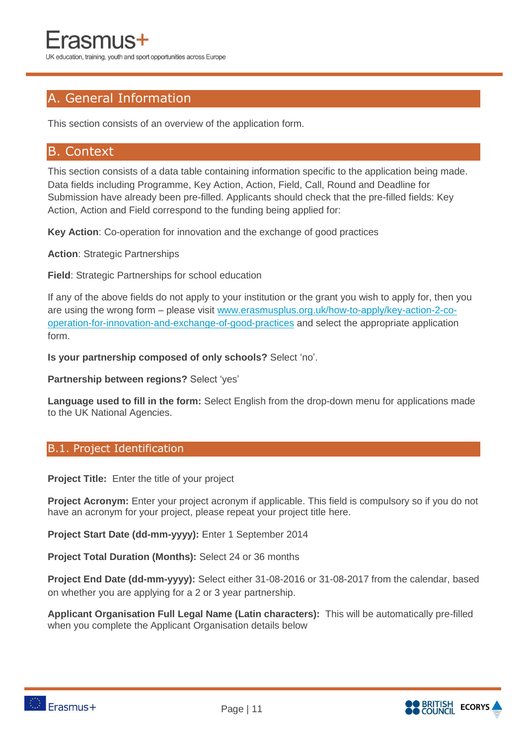## A. General Information

This section consists of an overview of the application form.

## B. Context

This section consists of a data table containing information specific to the application being made. Data fields including Programme, Key Action, Action, Field, Call, Round and Deadline for Submission have already been pre-filled. Applicants should check that the pre-filled fields: Key Action, Action and Field correspond to the funding being applied for:

**Key Action**: Co-operation for innovation and the exchange of good practices

**Action**: Strategic Partnerships

**Field**: Strategic Partnerships for school education

If any of the above fields do not apply to your institution or the grant you wish to apply for, then you are using the wrong form – please visit [www.erasmusplus.org.uk/how-to-apply/key-action-2-co-operation-for-innovation-and-exchange-of-good-practices](www.erasmusplus.org.uk/how-to-apply/key-action-2-co-operation-for-innovation-and-exchange-of-good-practices) and select the appropriate application form.

**Is your partnership composed of only schools?** Select 'no'.

**Partnership between regions?** Select 'yes'

**Language used to fill in the form:** Select English from the drop-down menu for applications made to the UK National Agencies.

### B.1. Project Identification

**Project Title:** Enter the title of your project

**Project Acronym:** Enter your project acronym if applicable. This field is compulsory so if you do not have an acronym for your project, please repeat your project title here.

**Project Start Date (dd-mm-yyyy):** Enter 1 September 2014

**Project Total Duration (Months):** Select 24 or 36 months

**Project End Date (dd-mm-yyyy):** Select either 31-08-2016 or 31-08-2017 from the calendar, based on whether you are applying for a 2 or 3 year partnership.

**Applicant Organisation Full Legal Name (Latin characters):** This will be automatically pre-filled when you complete the Applicant Organisation details below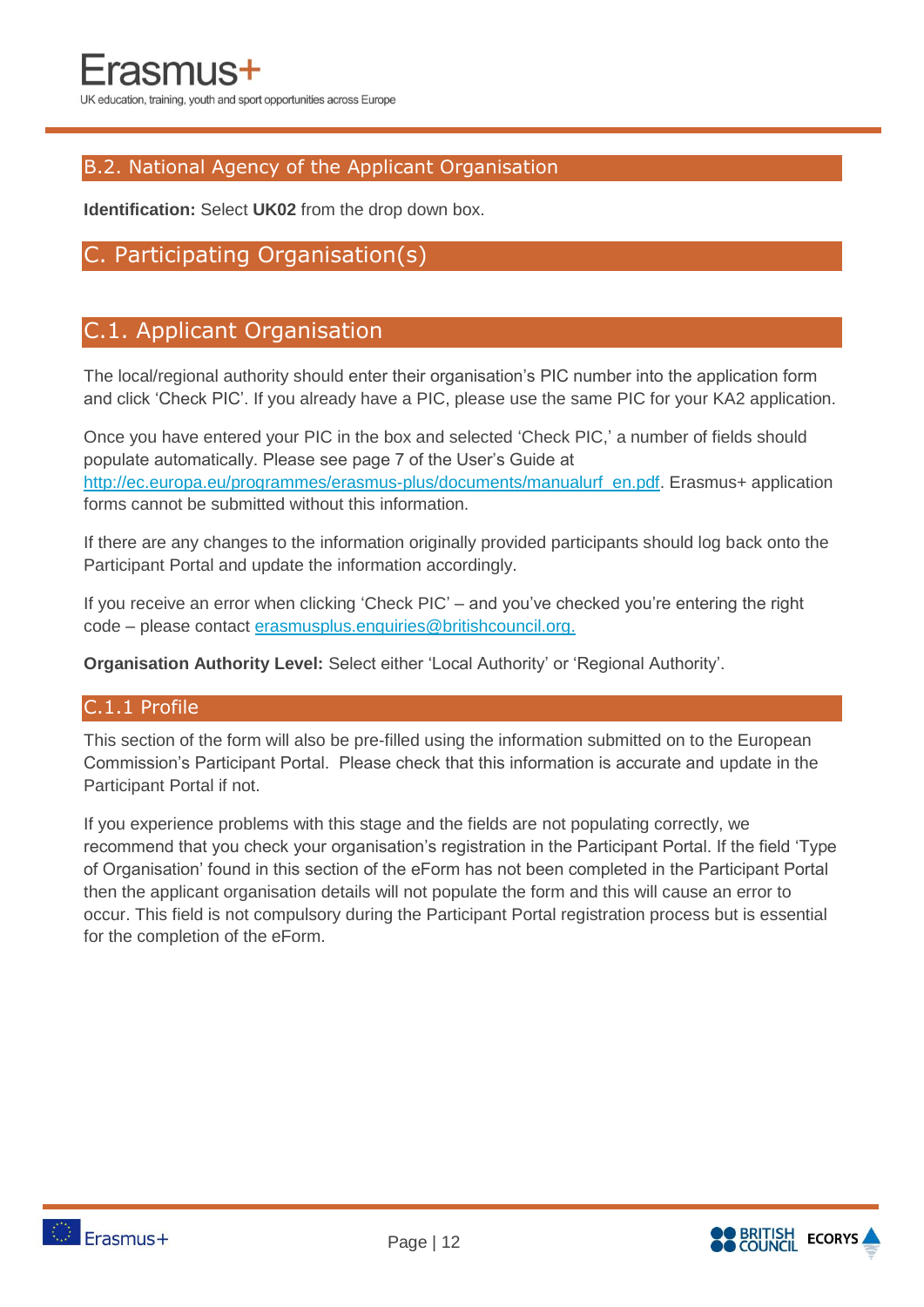## B.2. National Agency of the Applicant Organisation

**Identification:** Select **UK02** from the drop down box.

# C. Participating Organisation(s)

## C.1. Applicant Organisation

The local/regional authority should enter their organisation's PIC number into the application form and click 'Check PIC'. If you already have a PIC, please use the same PIC for your KA2 application.

Once you have entered your PIC in the box and selected 'Check PIC,' a number of fields should populate automatically. Please see page 7 of the User's Guide at http://ec.europa.eu/programmes/erasmus-plus/documents/manualurf_en.pdf. Erasmus+ application forms cannot be submitted without this information.

If there are any changes to the information originally provided participants should log back onto the Participant Portal and update the information accordingly.

If you receive an error when clicking 'Check PIC' – and you've checked you're entering the right code – please contact erasmusplus.enquiries@britishcouncil.org.

**Organisation Authority Level:** Select either 'Local Authority' or 'Regional Authority'.

### C.1.1 Profile

This section of the form will also be pre-filled using the information submitted on to the European Commission's Participant Portal. Please check that this information is accurate and update in the Participant Portal if not.

If you experience problems with this stage and the fields are not populating correctly, we recommend that you check your organisation's registration in the Participant Portal. If the field 'Type of Organisation' found in this section of the eForm has not been completed in the Participant Portal then the applicant organisation details will not populate the form and this will cause an error to occur. This field is not compulsory during the Participant Portal registration process but is essential for the completion of the eForm.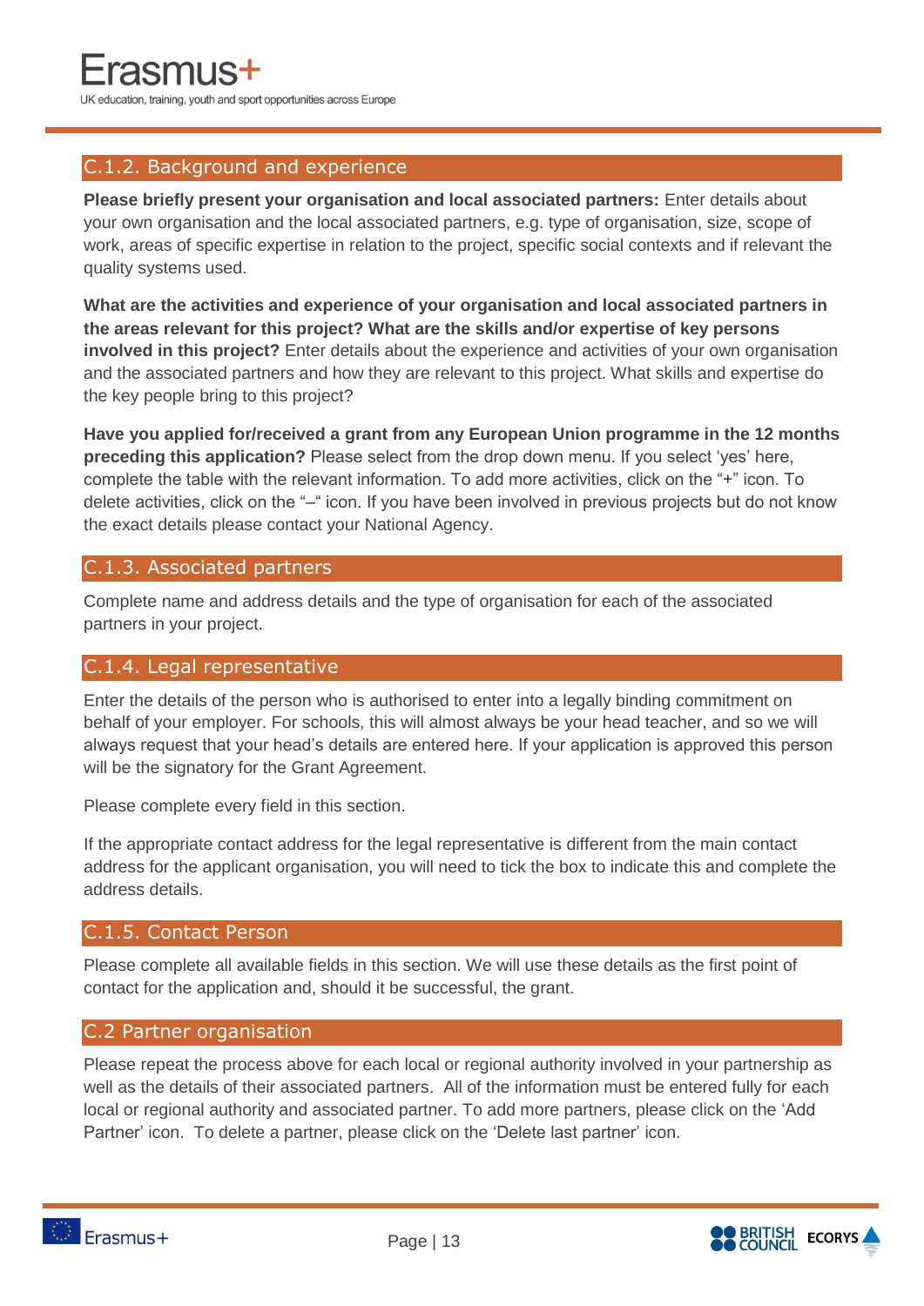## C.1.2. Background and experience

**Please briefly present your organisation and local associated partners:** Enter details about your own organisation and the local associated partners, e.g. type of organisation, size, scope of work, areas of specific expertise in relation to the project, specific social contexts and if relevant the quality systems used.

**What are the activities and experience of your organisation and local associated partners in the areas relevant for this project? What are the skills and/or expertise of key persons involved in this project?** Enter details about the experience and activities of your own organisation and the associated partners and how they are relevant to this project. What skills and expertise do the key people bring to this project?

**Have you applied for/received a grant from any European Union programme in the 12 months preceding this application?** Please select from the drop down menu. If you select 'yes' here, complete the table with the relevant information. To add more activities, click on the "+" icon. To delete activities, click on the "–" icon. If you have been involved in previous projects but do not know the exact details please contact your National Agency.

## C.1.3. Associated partners

Complete name and address details and the type of organisation for each of the associated partners in your project.

## C.1.4. Legal representative

Enter the details of the person who is authorised to enter into a legally binding commitment on behalf of your employer. For schools, this will almost always be your head teacher, and so we will always request that your head's details are entered here. If your application is approved this person will be the signatory for the Grant Agreement.

Please complete every field in this section.

If the appropriate contact address for the legal representative is different from the main contact address for the applicant organisation, you will need to tick the box to indicate this and complete the address details.

## C.1.5. Contact Person

Please complete all available fields in this section. We will use these details as the first point of contact for the application and, should it be successful, the grant.

## C.2 Partner organisation

Please repeat the process above for each local or regional authority involved in your partnership as well as the details of their associated partners. All of the information must be entered fully for each local or regional authority and associated partner. To add more partners, please click on the 'Add Partner' icon. To delete a partner, please click on the 'Delete last partner' icon.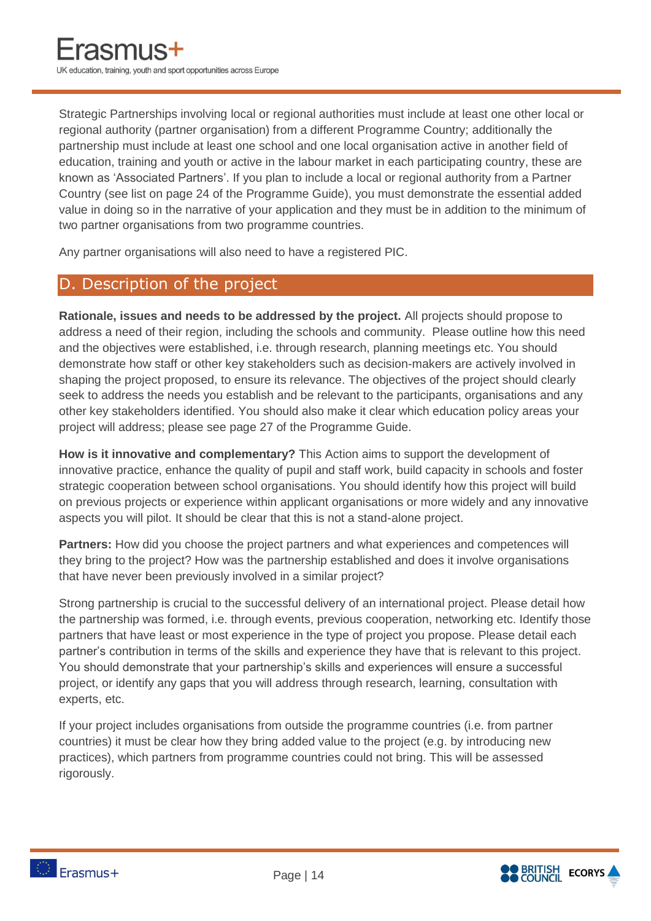Strategic Partnerships involving local or regional authorities must include at least one other local or regional authority (partner organisation) from a different Programme Country; additionally the partnership must include at least one school and one local organisation active in another field of education, training and youth or active in the labour market in each participating country, these are known as 'Associated Partners'. If you plan to include a local or regional authority from a Partner Country (see list on page 24 of the Programme Guide), you must demonstrate the essential added value in doing so in the narrative of your application and they must be in addition to the minimum of two partner organisations from two programme countries.

Any partner organisations will also need to have a registered PIC.

## D. Description of the project

**Rationale, issues and needs to be addressed by the project.** All projects should propose to address a need of their region, including the schools and community. Please outline how this need and the objectives were established, i.e. through research, planning meetings etc. You should demonstrate how staff or other key stakeholders such as decision-makers are actively involved in shaping the project proposed, to ensure its relevance. The objectives of the project should clearly seek to address the needs you establish and be relevant to the participants, organisations and any other key stakeholders identified. You should also make it clear which education policy areas your project will address; please see page 27 of the Programme Guide.

**How is it innovative and complementary?** This Action aims to support the development of innovative practice, enhance the quality of pupil and staff work, build capacity in schools and foster strategic cooperation between school organisations. You should identify how this project will build on previous projects or experience within applicant organisations or more widely and any innovative aspects you will pilot. It should be clear that this is not a stand-alone project.

**Partners:** How did you choose the project partners and what experiences and competences will they bring to the project? How was the partnership established and does it involve organisations that have never been previously involved in a similar project?

Strong partnership is crucial to the successful delivery of an international project. Please detail how the partnership was formed, i.e. through events, previous cooperation, networking etc. Identify those partners that have least or most experience in the type of project you propose. Please detail each partner's contribution in terms of the skills and experience they have that is relevant to this project. You should demonstrate that your partnership's skills and experiences will ensure a successful project, or identify any gaps that you will address through research, learning, consultation with experts, etc.

If your project includes organisations from outside the programme countries (i.e. from partner countries) it must be clear how they bring added value to the project (e.g. by introducing new practices), which partners from programme countries could not bring. This will be assessed rigorously.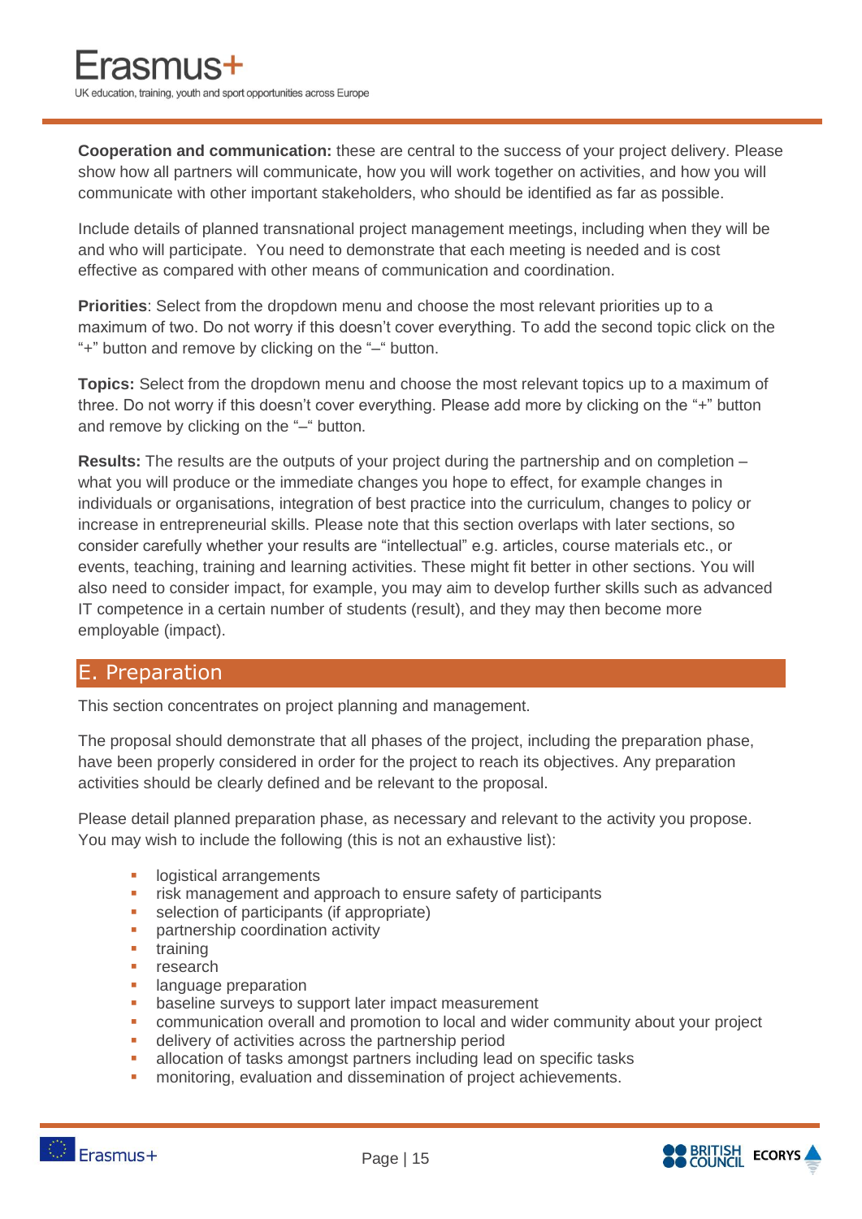**Cooperation and communication:** these are central to the success of your project delivery. Please show how all partners will communicate, how you will work together on activities, and how you will communicate with other important stakeholders, who should be identified as far as possible.

Include details of planned transnational project management meetings, including when they will be and who will participate. You need to demonstrate that each meeting is needed and is cost effective as compared with other means of communication and coordination.

**Priorities**: Select from the dropdown menu and choose the most relevant priorities up to a maximum of two. Do not worry if this doesn't cover everything. To add the second topic click on the "+" button and remove by clicking on the "–" button.

**Topics:** Select from the dropdown menu and choose the most relevant topics up to a maximum of three. Do not worry if this doesn't cover everything. Please add more by clicking on the "+" button and remove by clicking on the "–" button.

**Results:** The results are the outputs of your project during the partnership and on completion – what you will produce or the immediate changes you hope to effect, for example changes in individuals or organisations, integration of best practice into the curriculum, changes to policy or increase in entrepreneurial skills. Please note that this section overlaps with later sections, so consider carefully whether your results are "intellectual" e.g. articles, course materials etc., or events, teaching, training and learning activities. These might fit better in other sections. You will also need to consider impact, for example, you may aim to develop further skills such as advanced IT competence in a certain number of students (result), and they may then become more employable (impact).

## E. Preparation

This section concentrates on project planning and management.

The proposal should demonstrate that all phases of the project, including the preparation phase, have been properly considered in order for the project to reach its objectives. Any preparation activities should be clearly defined and be relevant to the proposal.

Please detail planned preparation phase, as necessary and relevant to the activity you propose. You may wish to include the following (this is not an exhaustive list):

- logistical arrangements
- risk management and approach to ensure safety of participants
- selection of participants (if appropriate)
- partnership coordination activity
- training
- research
- language preparation
- baseline surveys to support later impact measurement
- communication overall and promotion to local and wider community about your project
- delivery of activities across the partnership period
- allocation of tasks amongst partners including lead on specific tasks
- monitoring, evaluation and dissemination of project achievements.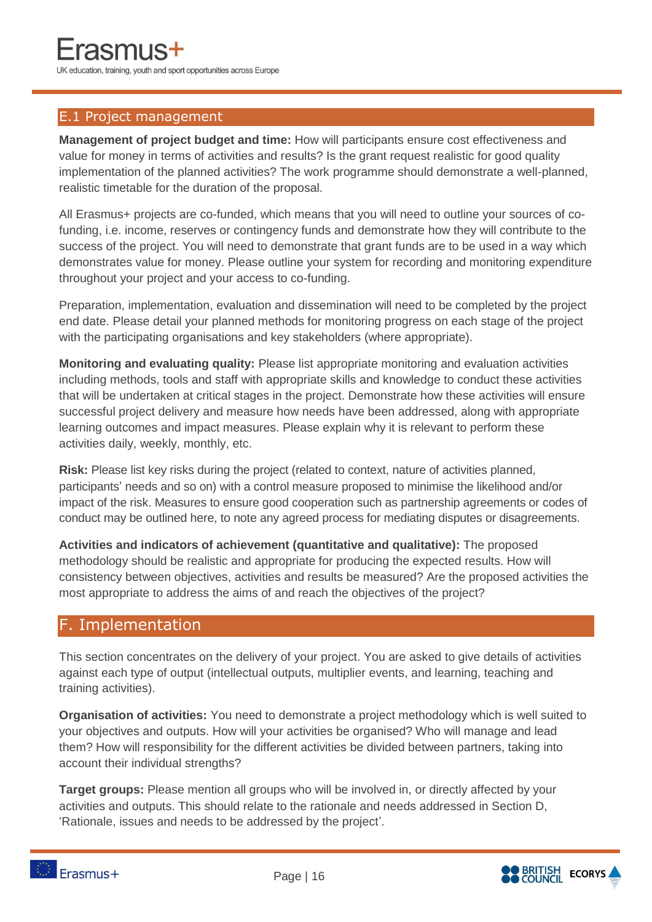## E.1 Project management

**Management of project budget and time:** How will participants ensure cost effectiveness and value for money in terms of activities and results? Is the grant request realistic for good quality implementation of the planned activities? The work programme should demonstrate a well-planned, realistic timetable for the duration of the proposal.

All Erasmus+ projects are co-funded, which means that you will need to outline your sources of co-funding, i.e. income, reserves or contingency funds and demonstrate how they will contribute to the success of the project. You will need to demonstrate that grant funds are to be used in a way which demonstrates value for money. Please outline your system for recording and monitoring expenditure throughout your project and your access to co-funding.

Preparation, implementation, evaluation and dissemination will need to be completed by the project end date. Please detail your planned methods for monitoring progress on each stage of the project with the participating organisations and key stakeholders (where appropriate).

**Monitoring and evaluating quality:** Please list appropriate monitoring and evaluation activities including methods, tools and staff with appropriate skills and knowledge to conduct these activities that will be undertaken at critical stages in the project. Demonstrate how these activities will ensure successful project delivery and measure how needs have been addressed, along with appropriate learning outcomes and impact measures. Please explain why it is relevant to perform these activities daily, weekly, monthly, etc.

**Risk:** Please list key risks during the project (related to context, nature of activities planned, participants' needs and so on) with a control measure proposed to minimise the likelihood and/or impact of the risk. Measures to ensure good cooperation such as partnership agreements or codes of conduct may be outlined here, to note any agreed process for mediating disputes or disagreements.

**Activities and indicators of achievement (quantitative and qualitative):** The proposed methodology should be realistic and appropriate for producing the expected results. How will consistency between objectives, activities and results be measured? Are the proposed activities the most appropriate to address the aims of and reach the objectives of the project?

# F. Implementation

This section concentrates on the delivery of your project. You are asked to give details of activities against each type of output (intellectual outputs, multiplier events, and learning, teaching and training activities).

**Organisation of activities:** You need to demonstrate a project methodology which is well suited to your objectives and outputs. How will your activities be organised? Who will manage and lead them? How will responsibility for the different activities be divided between partners, taking into account their individual strengths?

**Target groups:** Please mention all groups who will be involved in, or directly affected by your activities and outputs. This should relate to the rationale and needs addressed in Section D, 'Rationale, issues and needs to be addressed by the project'.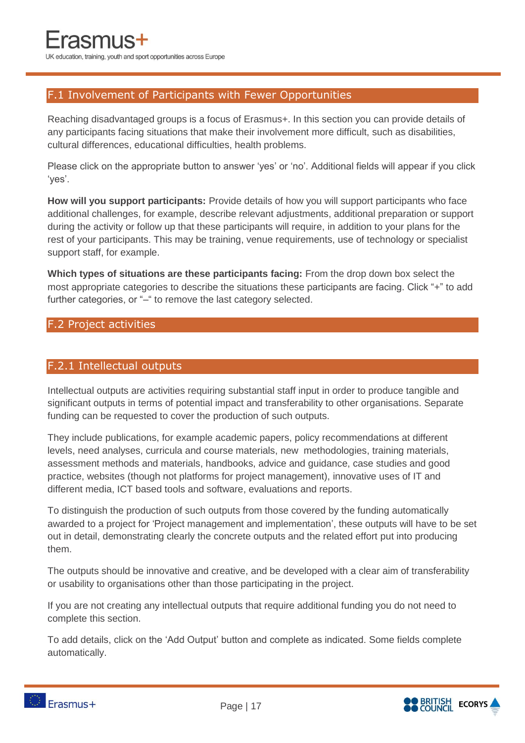## F.1 Involvement of Participants with Fewer Opportunities

Reaching disadvantaged groups is a focus of Erasmus+. In this section you can provide details of any participants facing situations that make their involvement more difficult, such as disabilities, cultural differences, educational difficulties, health problems.

Please click on the appropriate button to answer 'yes' or 'no'. Additional fields will appear if you click 'yes'.

**How will you support participants:** Provide details of how you will support participants who face additional challenges, for example, describe relevant adjustments, additional preparation or support during the activity or follow up that these participants will require, in addition to your plans for the rest of your participants. This may be training, venue requirements, use of technology or specialist support staff, for example.

**Which types of situations are these participants facing:** From the drop down box select the most appropriate categories to describe the situations these participants are facing. Click "+" to add further categories, or "–" to remove the last category selected.

## F.2 Project activities

### F.2.1 Intellectual outputs

Intellectual outputs are activities requiring substantial staff input in order to produce tangible and significant outputs in terms of potential impact and transferability to other organisations. Separate funding can be requested to cover the production of such outputs.

They include publications, for example academic papers, policy recommendations at different levels, need analyses, curricula and course materials, new methodologies, training materials, assessment methods and materials, handbooks, advice and guidance, case studies and good practice, websites (though not platforms for project management), innovative uses of IT and different media, ICT based tools and software, evaluations and reports.

To distinguish the production of such outputs from those covered by the funding automatically awarded to a project for 'Project management and implementation', these outputs will have to be set out in detail, demonstrating clearly the concrete outputs and the related effort put into producing them.

The outputs should be innovative and creative, and be developed with a clear aim of transferability or usability to organisations other than those participating in the project.

If you are not creating any intellectual outputs that require additional funding you do not need to complete this section.

To add details, click on the 'Add Output' button and complete as indicated. Some fields complete automatically.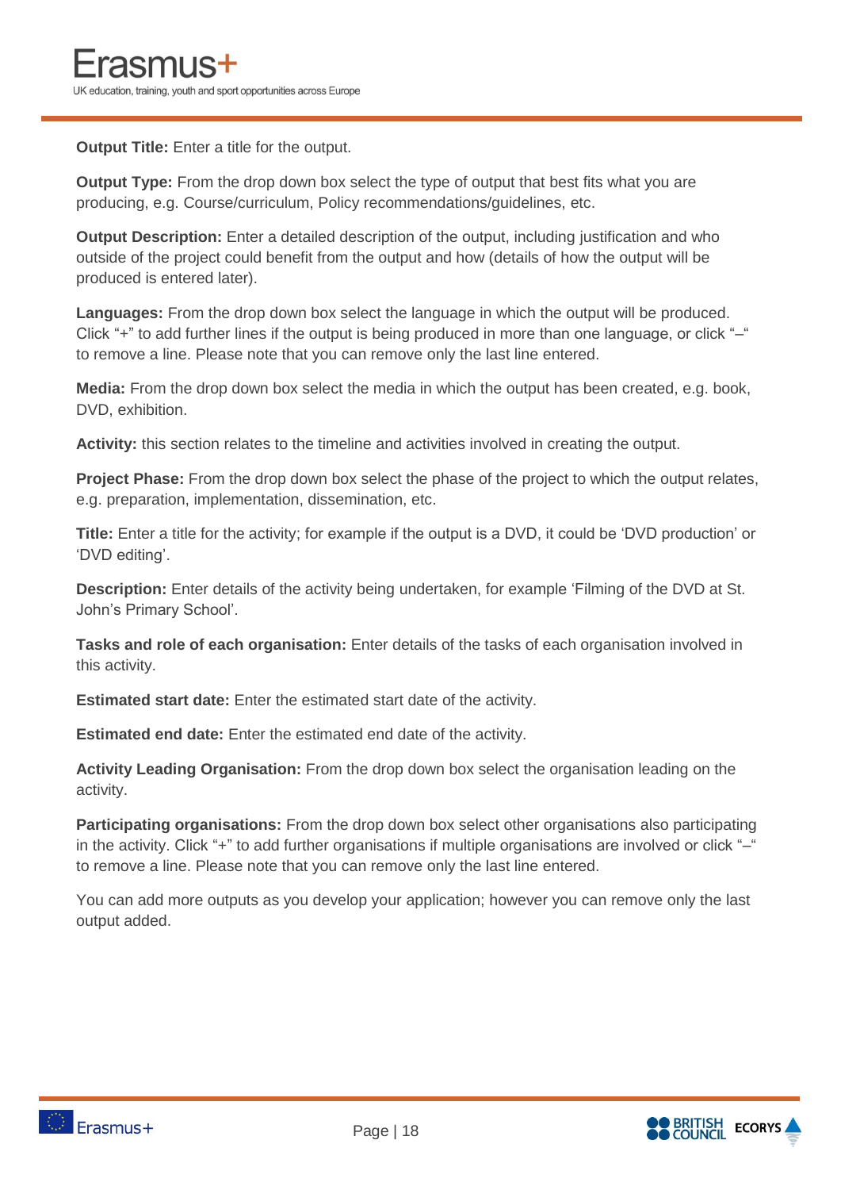**Output Title:** Enter a title for the output.

**Output Type:** From the drop down box select the type of output that best fits what you are producing, e.g. Course/curriculum, Policy recommendations/guidelines, etc.

**Output Description:** Enter a detailed description of the output, including justification and who outside of the project could benefit from the output and how (details of how the output will be produced is entered later).

**Languages:** From the drop down box select the language in which the output will be produced. Click "+" to add further lines if the output is being produced in more than one language, or click "–" to remove a line. Please note that you can remove only the last line entered.

**Media:** From the drop down box select the media in which the output has been created, e.g. book, DVD, exhibition.

**Activity:** this section relates to the timeline and activities involved in creating the output.

**Project Phase:** From the drop down box select the phase of the project to which the output relates, e.g. preparation, implementation, dissemination, etc.

**Title:** Enter a title for the activity; for example if the output is a DVD, it could be 'DVD production' or 'DVD editing'.

**Description:** Enter details of the activity being undertaken, for example 'Filming of the DVD at St. John's Primary School'.

**Tasks and role of each organisation:** Enter details of the tasks of each organisation involved in this activity.

**Estimated start date:** Enter the estimated start date of the activity.

**Estimated end date:** Enter the estimated end date of the activity.

**Activity Leading Organisation:** From the drop down box select the organisation leading on the activity.

**Participating organisations:** From the drop down box select other organisations also participating in the activity. Click "+" to add further organisations if multiple organisations are involved or click "–" to remove a line. Please note that you can remove only the last line entered.

You can add more outputs as you develop your application; however you can remove only the last output added.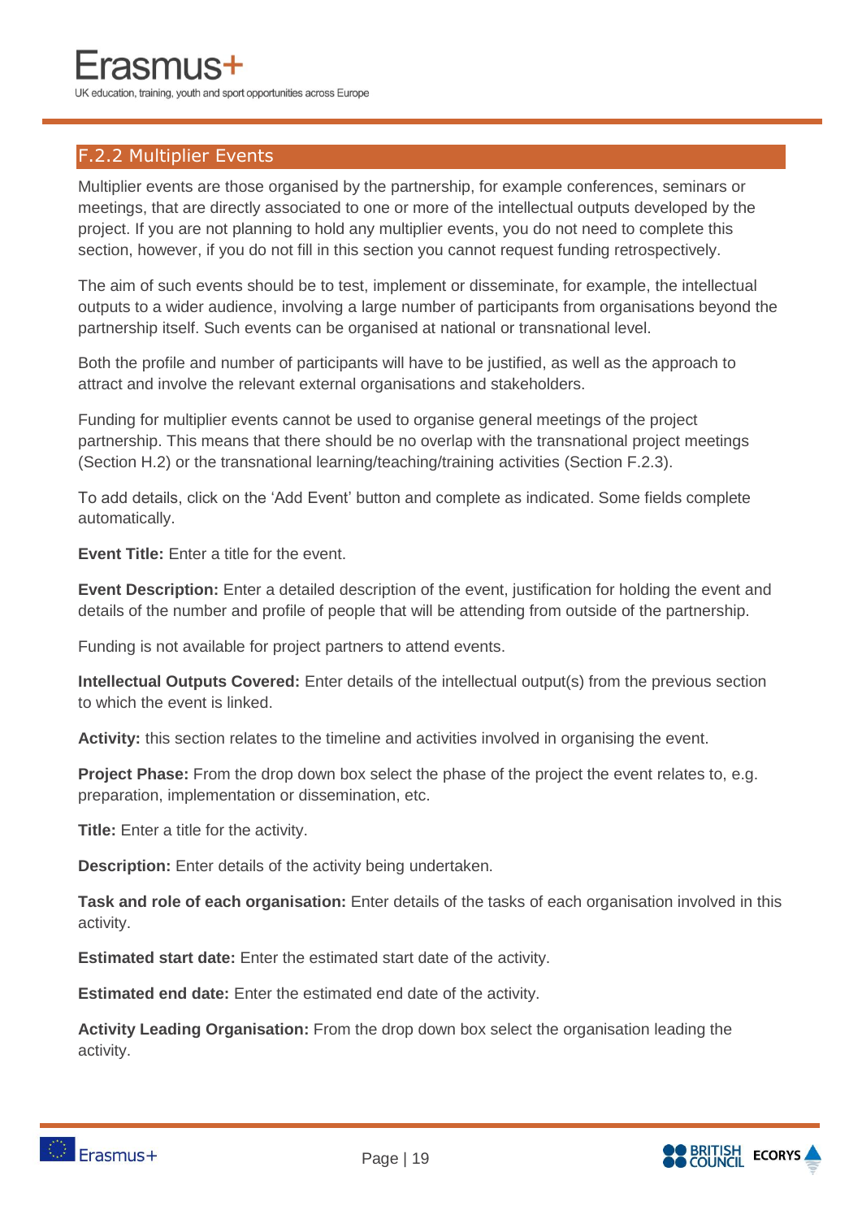## F.2.2 Multiplier Events

Multiplier events are those organised by the partnership, for example conferences, seminars or meetings, that are directly associated to one or more of the intellectual outputs developed by the project. If you are not planning to hold any multiplier events, you do not need to complete this section, however, if you do not fill in this section you cannot request funding retrospectively.

The aim of such events should be to test, implement or disseminate, for example, the intellectual outputs to a wider audience, involving a large number of participants from organisations beyond the partnership itself. Such events can be organised at national or transnational level.

Both the profile and number of participants will have to be justified, as well as the approach to attract and involve the relevant external organisations and stakeholders.

Funding for multiplier events cannot be used to organise general meetings of the project partnership. This means that there should be no overlap with the transnational project meetings (Section H.2) or the transnational learning/teaching/training activities (Section F.2.3).

To add details, click on the 'Add Event' button and complete as indicated. Some fields complete automatically.

**Event Title:** Enter a title for the event.

**Event Description:** Enter a detailed description of the event, justification for holding the event and details of the number and profile of people that will be attending from outside of the partnership.

Funding is not available for project partners to attend events.

**Intellectual Outputs Covered:** Enter details of the intellectual output(s) from the previous section to which the event is linked.

**Activity:** this section relates to the timeline and activities involved in organising the event.

**Project Phase:** From the drop down box select the phase of the project the event relates to, e.g. preparation, implementation or dissemination, etc.

**Title:** Enter a title for the activity.

**Description:** Enter details of the activity being undertaken.

**Task and role of each organisation:** Enter details of the tasks of each organisation involved in this activity.

**Estimated start date:** Enter the estimated start date of the activity.

**Estimated end date:** Enter the estimated end date of the activity.

**Activity Leading Organisation:** From the drop down box select the organisation leading the activity.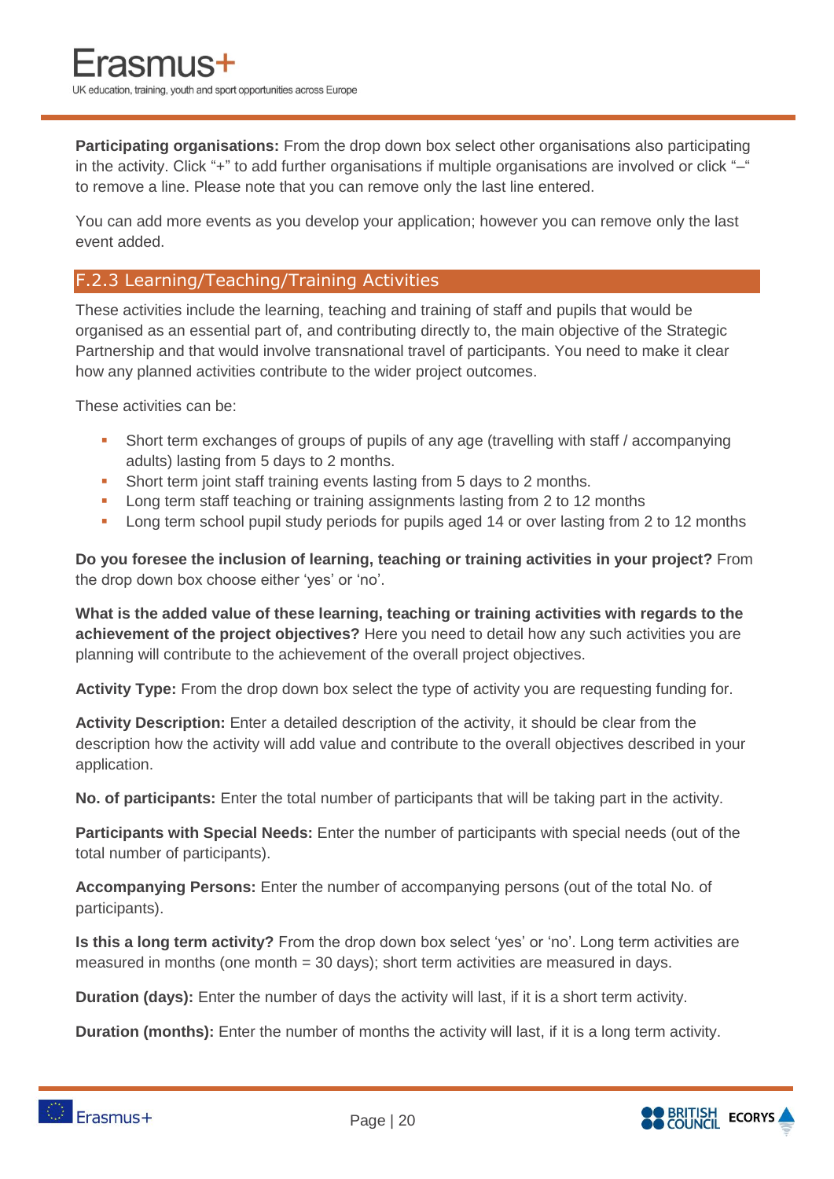**Participating organisations:** From the drop down box select other organisations also participating in the activity. Click "+" to add further organisations if multiple organisations are involved or click "–" to remove a line. Please note that you can remove only the last line entered.

You can add more events as you develop your application; however you can remove only the last event added.

### F.2.3 Learning/Teaching/Training Activities

These activities include the learning, teaching and training of staff and pupils that would be organised as an essential part of, and contributing directly to, the main objective of the Strategic Partnership and that would involve transnational travel of participants. You need to make it clear how any planned activities contribute to the wider project outcomes.

These activities can be:

- Short term exchanges of groups of pupils of any age (travelling with staff / accompanying adults) lasting from 5 days to 2 months.
- Short term joint staff training events lasting from 5 days to 2 months.
- Long term staff teaching or training assignments lasting from 2 to 12 months
- Long term school pupil study periods for pupils aged 14 or over lasting from 2 to 12 months

**Do you foresee the inclusion of learning, teaching or training activities in your project?** From the drop down box choose either 'yes' or 'no'.

**What is the added value of these learning, teaching or training activities with regards to the achievement of the project objectives?** Here you need to detail how any such activities you are planning will contribute to the achievement of the overall project objectives.

**Activity Type:** From the drop down box select the type of activity you are requesting funding for.

**Activity Description:** Enter a detailed description of the activity, it should be clear from the description how the activity will add value and contribute to the overall objectives described in your application.

**No. of participants:** Enter the total number of participants that will be taking part in the activity.

**Participants with Special Needs:** Enter the number of participants with special needs (out of the total number of participants).

**Accompanying Persons:** Enter the number of accompanying persons (out of the total No. of participants).

**Is this a long term activity?** From the drop down box select 'yes' or 'no'. Long term activities are measured in months (one month = 30 days); short term activities are measured in days.

**Duration (days):** Enter the number of days the activity will last, if it is a short term activity.

**Duration (months):** Enter the number of months the activity will last, if it is a long term activity.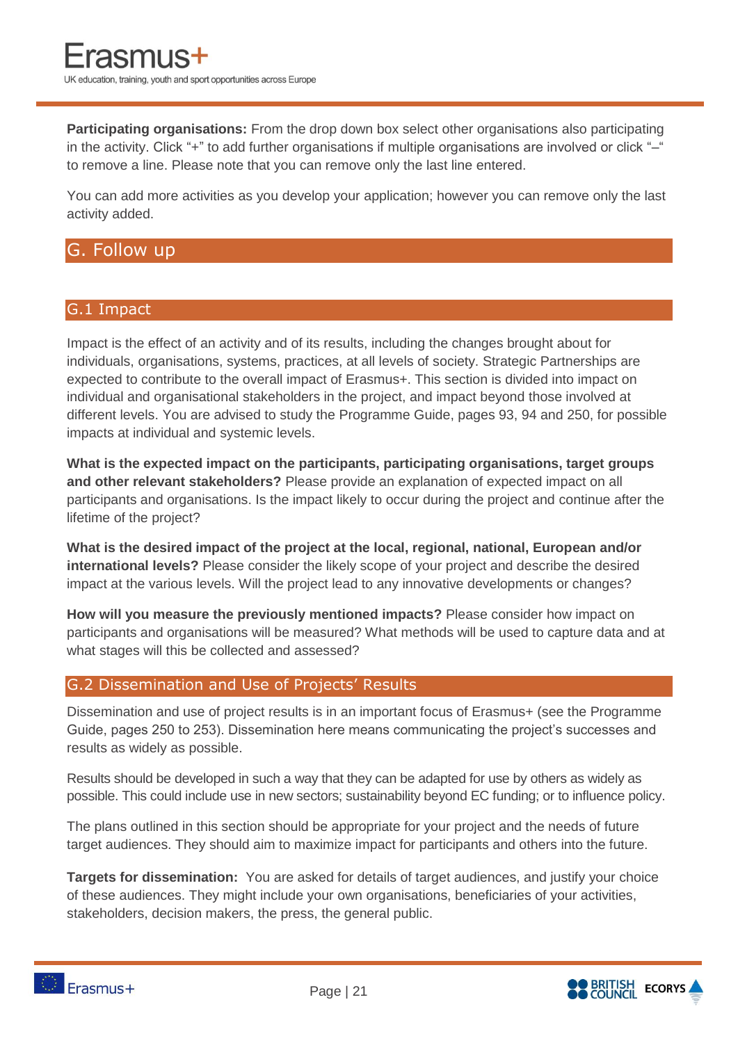**Participating organisations:** From the drop down box select other organisations also participating in the activity. Click "+" to add further organisations if multiple organisations are involved or click "–" to remove a line. Please note that you can remove only the last line entered.

You can add more activities as you develop your application; however you can remove only the last activity added.

## G. Follow up

### G.1 Impact

Impact is the effect of an activity and of its results, including the changes brought about for individuals, organisations, systems, practices, at all levels of society. Strategic Partnerships are expected to contribute to the overall impact of Erasmus+. This section is divided into impact on individual and organisational stakeholders in the project, and impact beyond those involved at different levels. You are advised to study the Programme Guide, pages 93, 94 and 250, for possible impacts at individual and systemic levels.

**What is the expected impact on the participants, participating organisations, target groups and other relevant stakeholders?** Please provide an explanation of expected impact on all participants and organisations. Is the impact likely to occur during the project and continue after the lifetime of the project?

**What is the desired impact of the project at the local, regional, national, European and/or international levels?** Please consider the likely scope of your project and describe the desired impact at the various levels. Will the project lead to any innovative developments or changes?

**How will you measure the previously mentioned impacts?** Please consider how impact on participants and organisations will be measured? What methods will be used to capture data and at what stages will this be collected and assessed?

### G.2 Dissemination and Use of Projects' Results

Dissemination and use of project results is in an important focus of Erasmus+ (see the Programme Guide, pages 250 to 253). Dissemination here means communicating the project's successes and results as widely as possible.

Results should be developed in such a way that they can be adapted for use by others as widely as possible. This could include use in new sectors; sustainability beyond EC funding; or to influence policy.

The plans outlined in this section should be appropriate for your project and the needs of future target audiences. They should aim to maximize impact for participants and others into the future.

**Targets for dissemination:** You are asked for details of target audiences, and justify your choice of these audiences. They might include your own organisations, beneficiaries of your activities, stakeholders, decision makers, the press, the general public.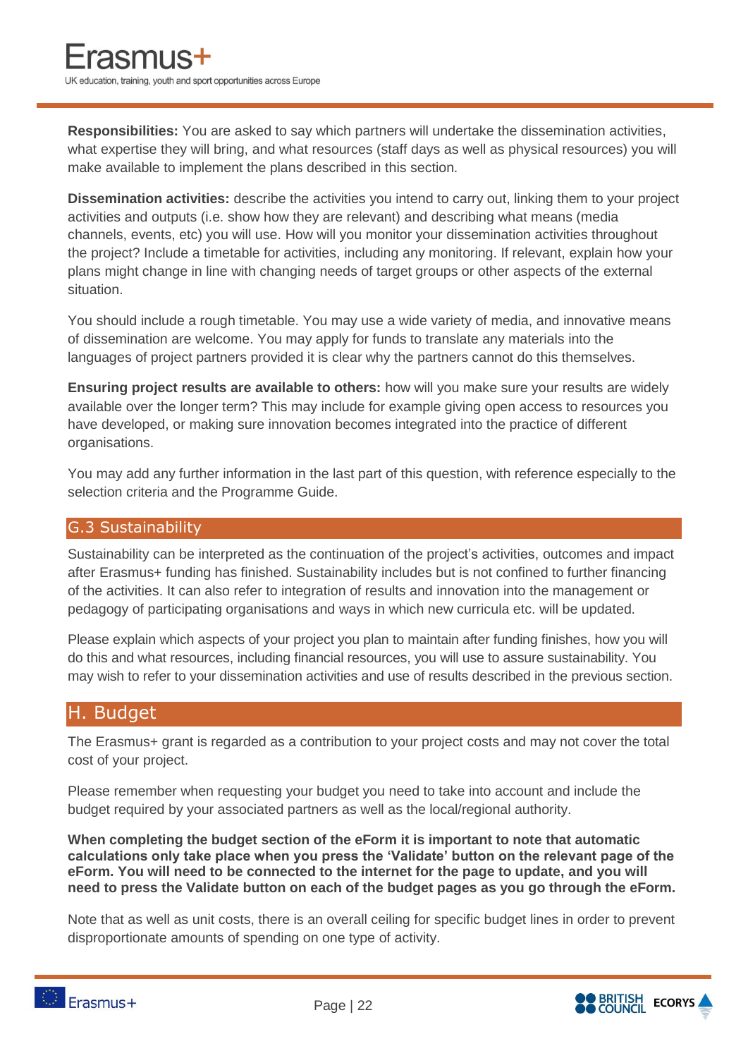**Responsibilities:** You are asked to say which partners will undertake the dissemination activities, what expertise they will bring, and what resources (staff days as well as physical resources) you will make available to implement the plans described in this section.

**Dissemination activities:** describe the activities you intend to carry out, linking them to your project activities and outputs (i.e. show how they are relevant) and describing what means (media channels, events, etc) you will use. How will you monitor your dissemination activities throughout the project? Include a timetable for activities, including any monitoring. If relevant, explain how your plans might change in line with changing needs of target groups or other aspects of the external situation.

You should include a rough timetable. You may use a wide variety of media, and innovative means of dissemination are welcome. You may apply for funds to translate any materials into the languages of project partners provided it is clear why the partners cannot do this themselves.

**Ensuring project results are available to others:** how will you make sure your results are widely available over the longer term? This may include for example giving open access to resources you have developed, or making sure innovation becomes integrated into the practice of different organisations.

You may add any further information in the last part of this question, with reference especially to the selection criteria and the Programme Guide.

### G.3 Sustainability

Sustainability can be interpreted as the continuation of the project's activities, outcomes and impact after Erasmus+ funding has finished. Sustainability includes but is not confined to further financing of the activities. It can also refer to integration of results and innovation into the management or pedagogy of participating organisations and ways in which new curricula etc. will be updated.

Please explain which aspects of your project you plan to maintain after funding finishes, how you will do this and what resources, including financial resources, you will use to assure sustainability. You may wish to refer to your dissemination activities and use of results described in the previous section.

## H. Budget

The Erasmus+ grant is regarded as a contribution to your project costs and may not cover the total cost of your project.

Please remember when requesting your budget you need to take into account and include the budget required by your associated partners as well as the local/regional authority.

**When completing the budget section of the eForm it is important to note that automatic calculations only take place when you press the 'Validate' button on the relevant page of the eForm. You will need to be connected to the internet for the page to update, and you will need to press the Validate button on each of the budget pages as you go through the eForm.**

Note that as well as unit costs, there is an overall ceiling for specific budget lines in order to prevent disproportionate amounts of spending on one type of activity.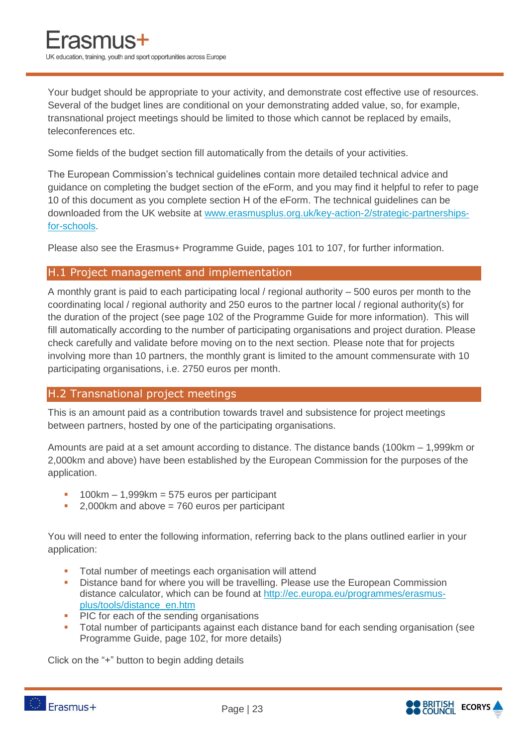Your budget should be appropriate to your activity, and demonstrate cost effective use of resources. Several of the budget lines are conditional on your demonstrating added value, so, for example, transnational project meetings should be limited to those which cannot be replaced by emails, teleconferences etc.

Some fields of the budget section fill automatically from the details of your activities.

The European Commission's technical guidelines contain more detailed technical advice and guidance on completing the budget section of the eForm, and you may find it helpful to refer to page 10 of this document as you complete section H of the eForm. The technical guidelines can be downloaded from the UK website at [www.erasmusplus.org.uk/key-action-2/strategic-partnerships-for-schools](www.erasmusplus.org.uk/key-action-2/strategic-partnerships-for-schools).

Please also see the Erasmus+ Programme Guide, pages 101 to 107, for further information.

## H.1 Project management and implementation

A monthly grant is paid to each participating local / regional authority – 500 euros per month to the coordinating local / regional authority and 250 euros to the partner local / regional authority(s) for the duration of the project (see page 102 of the Programme Guide for more information). This will fill automatically according to the number of participating organisations and project duration. Please check carefully and validate before moving on to the next section. Please note that for projects involving more than 10 partners, the monthly grant is limited to the amount commensurate with 10 participating organisations, i.e. 2750 euros per month.

## H.2 Transnational project meetings

This is an amount paid as a contribution towards travel and subsistence for project meetings between partners, hosted by one of the participating organisations.

Amounts are paid at a set amount according to distance. The distance bands (100km – 1,999km or 2,000km and above) have been established by the European Commission for the purposes of the application.

- 100km – 1,999km = 575 euros per participant
- 2,000km and above = 760 euros per participant

You will need to enter the following information, referring back to the plans outlined earlier in your application:

- Total number of meetings each organisation will attend
- Distance band for where you will be travelling. Please use the European Commission distance calculator, which can be found at [http://ec.europa.eu/programmes/erasmus-plus/tools/distance_en.htm](http://ec.europa.eu/programmes/erasmus-plus/tools/distance_en.htm)
- PIC for each of the sending organisations
- Total number of participants against each distance band for each sending organisation (see Programme Guide, page 102, for more details)

Click on the "+" button to begin adding details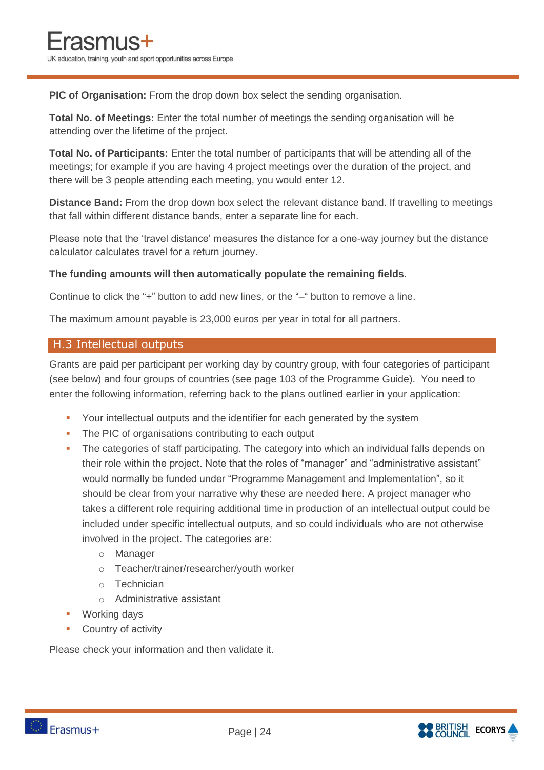**PIC of Organisation:** From the drop down box select the sending organisation.

**Total No. of Meetings:** Enter the total number of meetings the sending organisation will be attending over the lifetime of the project.

**Total No. of Participants:** Enter the total number of participants that will be attending all of the meetings; for example if you are having 4 project meetings over the duration of the project, and there will be 3 people attending each meeting, you would enter 12.

**Distance Band:** From the drop down box select the relevant distance band. If travelling to meetings that fall within different distance bands, enter a separate line for each.

Please note that the 'travel distance' measures the distance for a one-way journey but the distance calculator calculates travel for a return journey.

**The funding amounts will then automatically populate the remaining fields.**

Continue to click the "+" button to add new lines, or the "–" button to remove a line.

The maximum amount payable is 23,000 euros per year in total for all partners.

## H.3 Intellectual outputs

Grants are paid per participant per working day by country group, with four categories of participant (see below) and four groups of countries (see page 103 of the Programme Guide). You need to enter the following information, referring back to the plans outlined earlier in your application:

- Your intellectual outputs and the identifier for each generated by the system
- The PIC of organisations contributing to each output
- The categories of staff participating. The category into which an individual falls depends on their role within the project. Note that the roles of "manager" and "administrative assistant" would normally be funded under "Programme Management and Implementation", so it should be clear from your narrative why these are needed here. A project manager who takes a different role requiring additional time in production of an intellectual output could be included under specific intellectual outputs, and so could individuals who are not otherwise involved in the project. The categories are:
  - Manager
  - Teacher/trainer/researcher/youth worker
  - Technician
  - Administrative assistant
- Working days
- Country of activity

Please check your information and then validate it.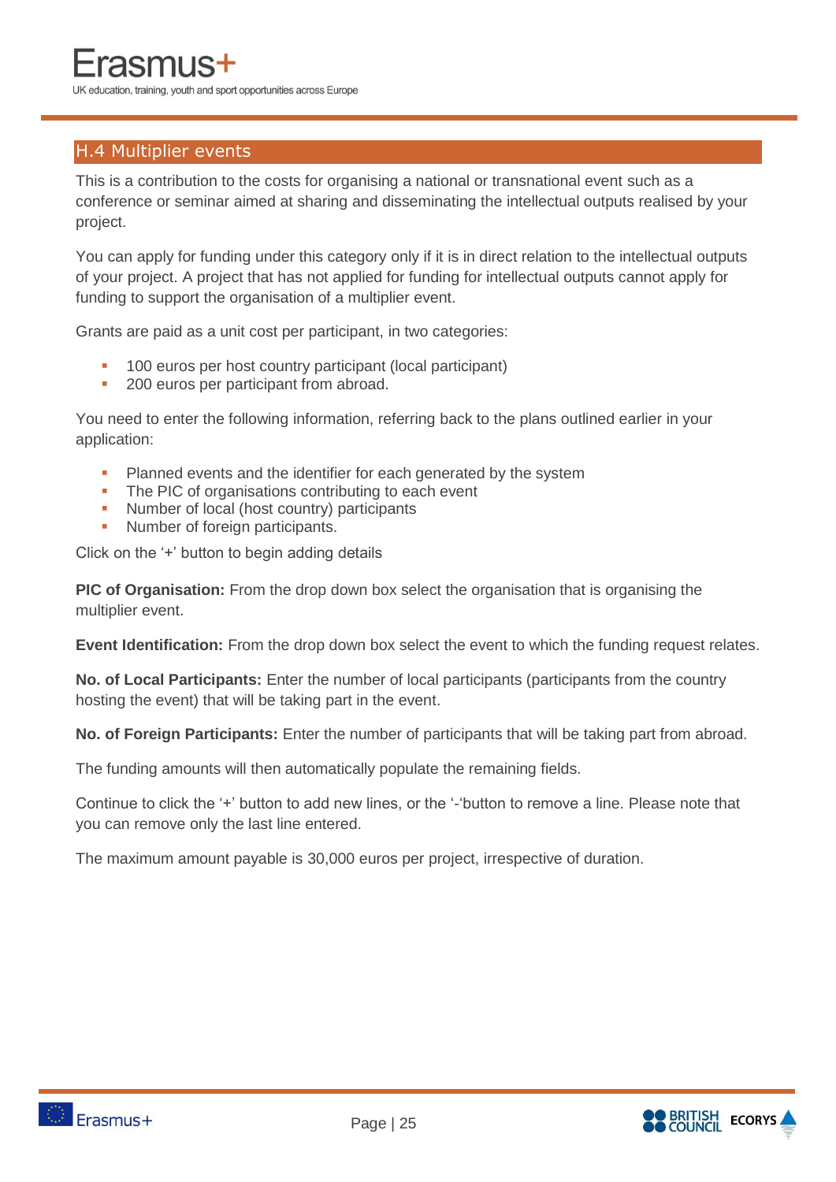## H.4 Multiplier events

This is a contribution to the costs for organising a national or transnational event such as a conference or seminar aimed at sharing and disseminating the intellectual outputs realised by your project.

You can apply for funding under this category only if it is in direct relation to the intellectual outputs of your project. A project that has not applied for funding for intellectual outputs cannot apply for funding to support the organisation of a multiplier event.

Grants are paid as a unit cost per participant, in two categories:

- 100 euros per host country participant (local participant)
- 200 euros per participant from abroad.

You need to enter the following information, referring back to the plans outlined earlier in your application:

- Planned events and the identifier for each generated by the system
- The PIC of organisations contributing to each event
- Number of local (host country) participants
- Number of foreign participants.

Click on the '+' button to begin adding details

**PIC of Organisation:** From the drop down box select the organisation that is organising the multiplier event.

**Event Identification:** From the drop down box select the event to which the funding request relates.

**No. of Local Participants:** Enter the number of local participants (participants from the country hosting the event) that will be taking part in the event.

**No. of Foreign Participants:** Enter the number of participants that will be taking part from abroad.

The funding amounts will then automatically populate the remaining fields.

Continue to click the '+' button to add new lines, or the '-'button to remove a line. Please note that you can remove only the last line entered.

The maximum amount payable is 30,000 euros per project, irrespective of duration.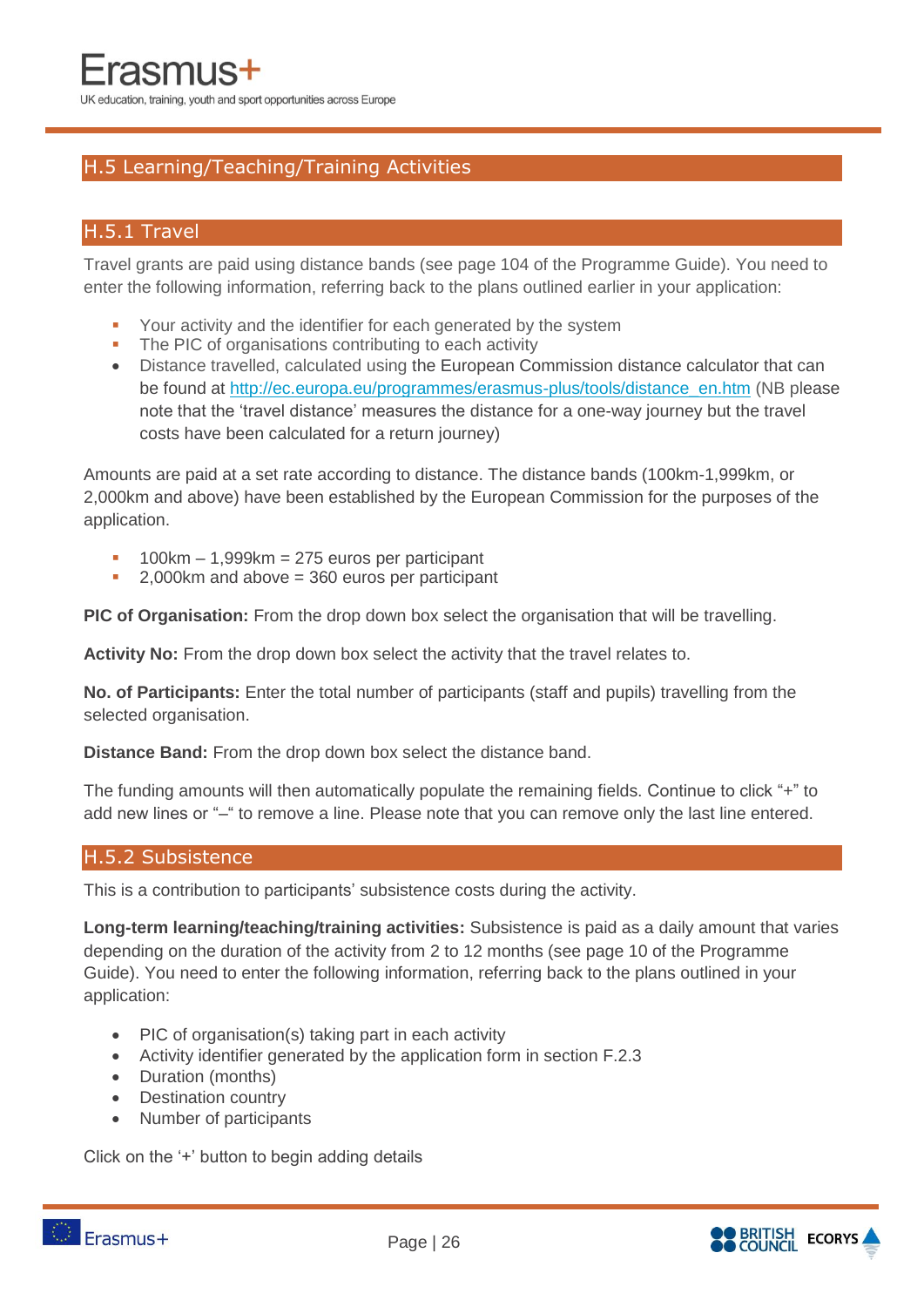## H.5 Learning/Teaching/Training Activities

### H.5.1 Travel

Travel grants are paid using distance bands (see page 104 of the Programme Guide). You need to enter the following information, referring back to the plans outlined earlier in your application:

- Your activity and the identifier for each generated by the system
- The PIC of organisations contributing to each activity
- Distance travelled, calculated using the European Commission distance calculator that can be found at http://ec.europa.eu/programmes/erasmus-plus/tools/distance_en.htm (NB please note that the 'travel distance' measures the distance for a one-way journey but the travel costs have been calculated for a return journey)

Amounts are paid at a set rate according to distance. The distance bands (100km-1,999km, or 2,000km and above) have been established by the European Commission for the purposes of the application.

- 100km – 1,999km = 275 euros per participant
- 2,000km and above = 360 euros per participant

**PIC of Organisation:** From the drop down box select the organisation that will be travelling.

**Activity No:** From the drop down box select the activity that the travel relates to.

**No. of Participants:** Enter the total number of participants (staff and pupils) travelling from the selected organisation.

**Distance Band:** From the drop down box select the distance band.

The funding amounts will then automatically populate the remaining fields. Continue to click "+" to add new lines or "–" to remove a line. Please note that you can remove only the last line entered.

### H.5.2 Subsistence

This is a contribution to participants' subsistence costs during the activity.

**Long-term learning/teaching/training activities:** Subsistence is paid as a daily amount that varies depending on the duration of the activity from 2 to 12 months (see page 10 of the Programme Guide). You need to enter the following information, referring back to the plans outlined in your application:

- PIC of organisation(s) taking part in each activity
- Activity identifier generated by the application form in section F.2.3
- Duration (months)
- Destination country
- Number of participants

Click on the '+' button to begin adding details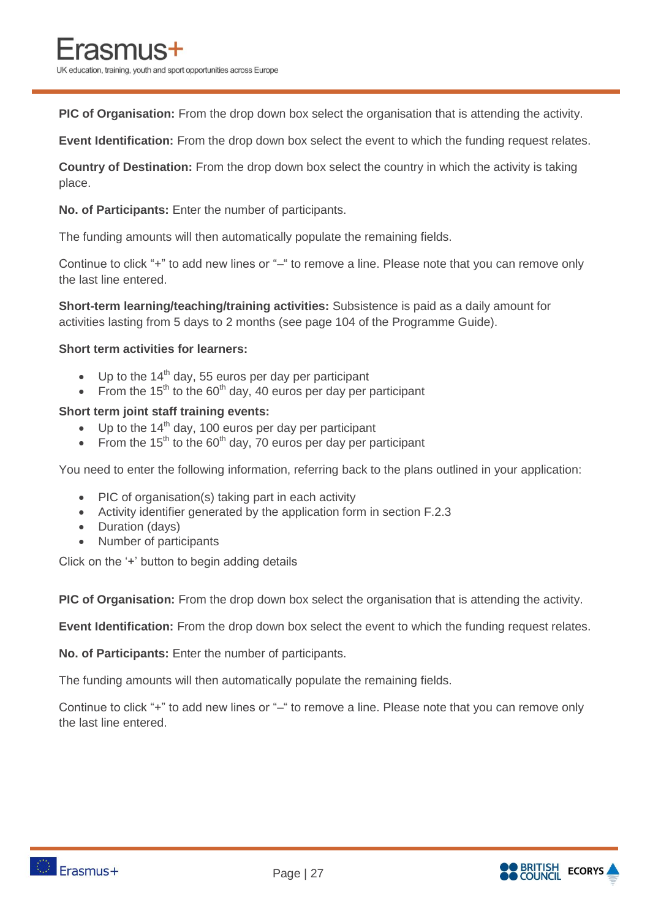**PIC of Organisation:** From the drop down box select the organisation that is attending the activity.

**Event Identification:** From the drop down box select the event to which the funding request relates.

**Country of Destination:** From the drop down box select the country in which the activity is taking place.

**No. of Participants:** Enter the number of participants.

The funding amounts will then automatically populate the remaining fields.

Continue to click "+" to add new lines or "–" to remove a line. Please note that you can remove only the last line entered.

**Short-term learning/teaching/training activities:** Subsistence is paid as a daily amount for activities lasting from 5 days to 2 months (see page 104 of the Programme Guide).

**Short term activities for learners:**

- Up to the 14th day, 55 euros per day per participant
- From the 15th to the 60th day, 40 euros per day per participant

**Short term joint staff training events:**

- Up to the 14th day, 100 euros per day per participant
- From the 15th to the 60th day, 70 euros per day per participant

You need to enter the following information, referring back to the plans outlined in your application:

- PIC of organisation(s) taking part in each activity
- Activity identifier generated by the application form in section F.2.3
- Duration (days)
- Number of participants

Click on the '+' button to begin adding details

**PIC of Organisation:** From the drop down box select the organisation that is attending the activity.

**Event Identification:** From the drop down box select the event to which the funding request relates.

**No. of Participants:** Enter the number of participants.

The funding amounts will then automatically populate the remaining fields.

Continue to click "+" to add new lines or "–" to remove a line. Please note that you can remove only the last line entered.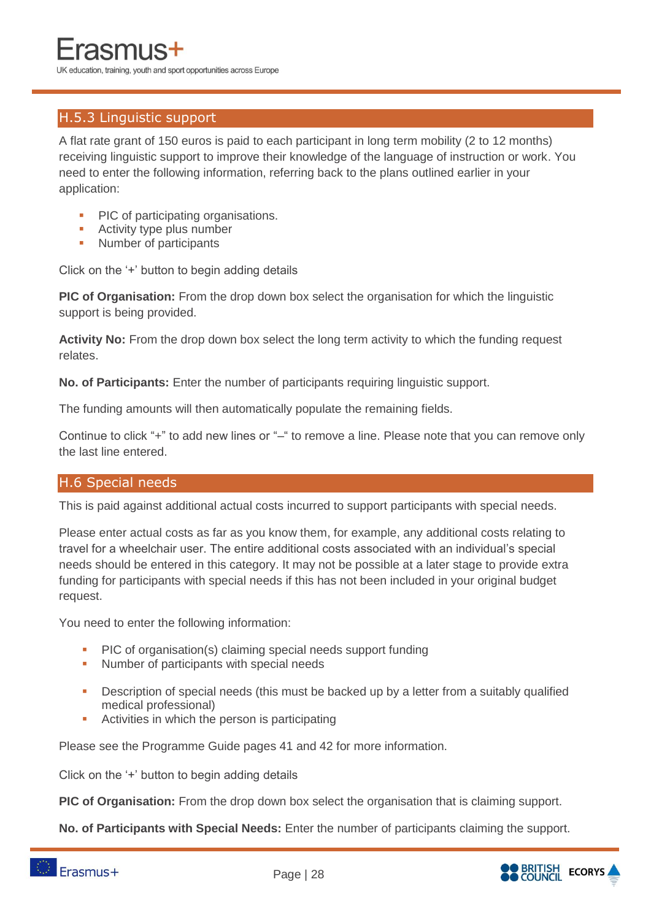### H.5.3 Linguistic support

A flat rate grant of 150 euros is paid to each participant in long term mobility (2 to 12 months) receiving linguistic support to improve their knowledge of the language of instruction or work. You need to enter the following information, referring back to the plans outlined earlier in your application:

- PIC of participating organisations.
- Activity type plus number
- Number of participants

Click on the '+' button to begin adding details

**PIC of Organisation:** From the drop down box select the organisation for which the linguistic support is being provided.

**Activity No:** From the drop down box select the long term activity to which the funding request relates.

**No. of Participants:** Enter the number of participants requiring linguistic support.

The funding amounts will then automatically populate the remaining fields.

Continue to click "+" to add new lines or "–" to remove a line. Please note that you can remove only the last line entered.

### H.6 Special needs

This is paid against additional actual costs incurred to support participants with special needs.

Please enter actual costs as far as you know them, for example, any additional costs relating to travel for a wheelchair user. The entire additional costs associated with an individual's special needs should be entered in this category. It may not be possible at a later stage to provide extra funding for participants with special needs if this has not been included in your original budget request.

You need to enter the following information:

- PIC of organisation(s) claiming special needs support funding
- Number of participants with special needs
- Description of special needs (this must be backed up by a letter from a suitably qualified medical professional)
- Activities in which the person is participating

Please see the Programme Guide pages 41 and 42 for more information.

Click on the '+' button to begin adding details

**PIC of Organisation:** From the drop down box select the organisation that is claiming support.

**No. of Participants with Special Needs:** Enter the number of participants claiming the support.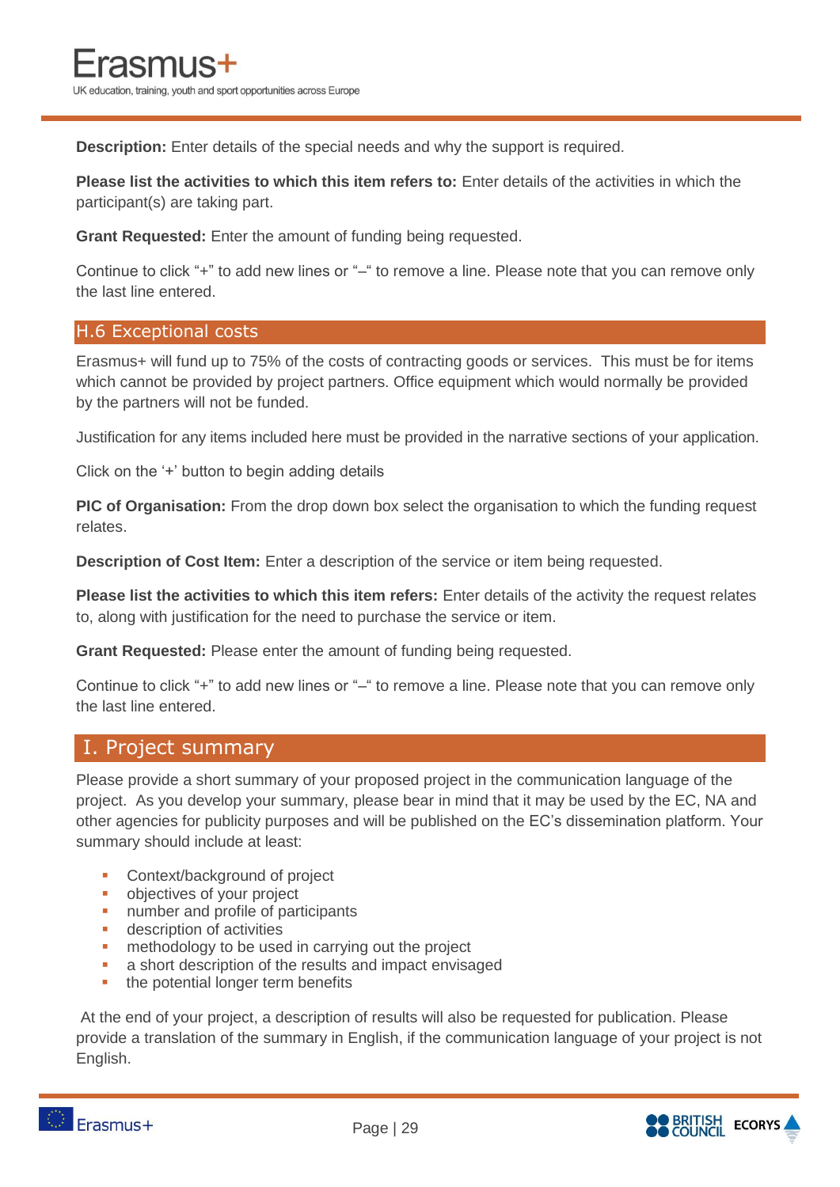**Description:** Enter details of the special needs and why the support is required.

**Please list the activities to which this item refers to:** Enter details of the activities in which the participant(s) are taking part.

**Grant Requested:** Enter the amount of funding being requested.

Continue to click "+" to add new lines or "–" to remove a line. Please note that you can remove only the last line entered.

## H.6 Exceptional costs

Erasmus+ will fund up to 75% of the costs of contracting goods or services. This must be for items which cannot be provided by project partners. Office equipment which would normally be provided by the partners will not be funded.

Justification for any items included here must be provided in the narrative sections of your application.

Click on the '+' button to begin adding details

**PIC of Organisation:** From the drop down box select the organisation to which the funding request relates.

**Description of Cost Item:** Enter a description of the service or item being requested.

**Please list the activities to which this item refers:** Enter details of the activity the request relates to, along with justification for the need to purchase the service or item.

**Grant Requested:** Please enter the amount of funding being requested.

Continue to click "+" to add new lines or "–" to remove a line. Please note that you can remove only the last line entered.

# I. Project summary

Please provide a short summary of your proposed project in the communication language of the project. As you develop your summary, please bear in mind that it may be used by the EC, NA and other agencies for publicity purposes and will be published on the EC's dissemination platform. Your summary should include at least:

- Context/background of project
- objectives of your project
- number and profile of participants
- description of activities
- methodology to be used in carrying out the project
- a short description of the results and impact envisaged
- the potential longer term benefits

At the end of your project, a description of results will also be requested for publication. Please provide a translation of the summary in English, if the communication language of your project is not English.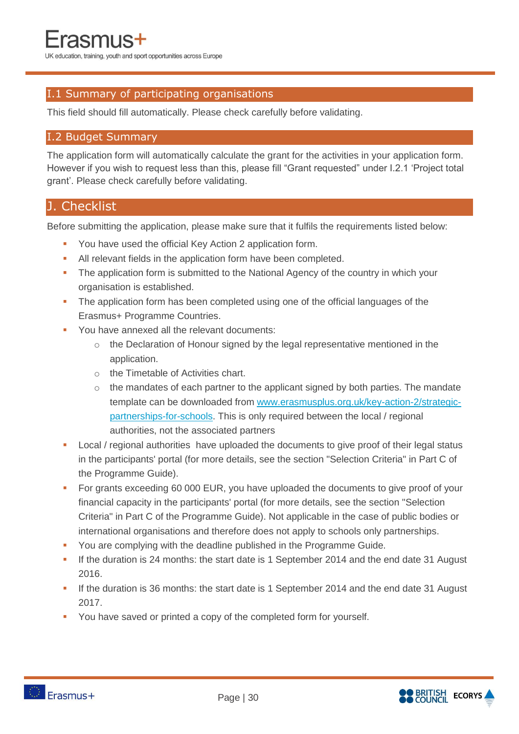## I.1 Summary of participating organisations

This field should fill automatically. Please check carefully before validating.

## I.2 Budget Summary

The application form will automatically calculate the grant for the activities in your application form. However if you wish to request less than this, please fill "Grant requested" under I.2.1 'Project total grant'. Please check carefully before validating.

# J. Checklist

Before submitting the application, please make sure that it fulfils the requirements listed below:

- You have used the official Key Action 2 application form.
- All relevant fields in the application form have been completed.
- The application form is submitted to the National Agency of the country in which your organisation is established.
- The application form has been completed using one of the official languages of the Erasmus+ Programme Countries.
- You have annexed all the relevant documents:
  - the Declaration of Honour signed by the legal representative mentioned in the application.
  - the Timetable of Activities chart.
  - the mandates of each partner to the applicant signed by both parties. The mandate template can be downloaded from [www.erasmusplus.org.uk/key-action-2/strategic-partnerships-for-schools](www.erasmusplus.org.uk/key-action-2/strategic-partnerships-for-schools). This is only required between the local / regional authorities, not the associated partners
- Local / regional authorities have uploaded the documents to give proof of their legal status in the participants' portal (for more details, see the section "Selection Criteria" in Part C of the Programme Guide).
- For grants exceeding 60 000 EUR, you have uploaded the documents to give proof of your financial capacity in the participants' portal (for more details, see the section "Selection Criteria" in Part C of the Programme Guide). Not applicable in the case of public bodies or international organisations and therefore does not apply to schools only partnerships.
- You are complying with the deadline published in the Programme Guide.
- If the duration is 24 months: the start date is 1 September 2014 and the end date 31 August 2016.
- If the duration is 36 months: the start date is 1 September 2014 and the end date 31 August 2017.
- You have saved or printed a copy of the completed form for yourself.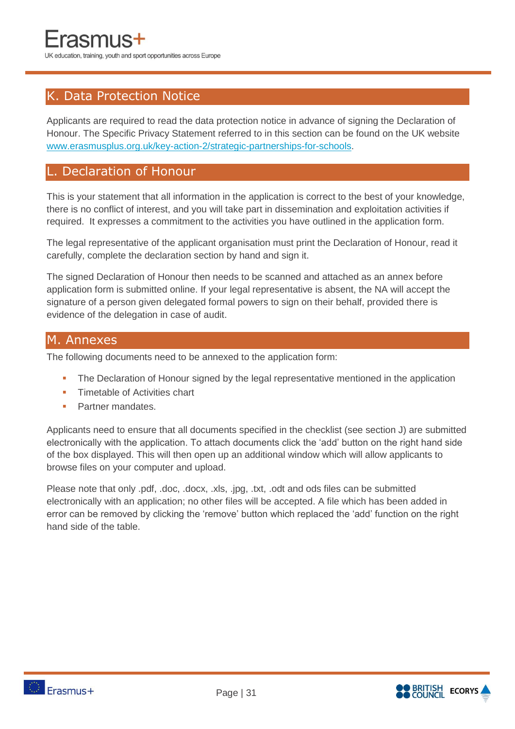## K. Data Protection Notice

Applicants are required to read the data protection notice in advance of signing the Declaration of Honour. The Specific Privacy Statement referred to in this section can be found on the UK website [www.erasmusplus.org.uk/key-action-2/strategic-partnerships-for-schools](www.erasmusplus.org.uk/key-action-2/strategic-partnerships-for-schools).

## L. Declaration of Honour

This is your statement that all information in the application is correct to the best of your knowledge, there is no conflict of interest, and you will take part in dissemination and exploitation activities if required. It expresses a commitment to the activities you have outlined in the application form.

The legal representative of the applicant organisation must print the Declaration of Honour, read it carefully, complete the declaration section by hand and sign it.

The signed Declaration of Honour then needs to be scanned and attached as an annex before application form is submitted online. If your legal representative is absent, the NA will accept the signature of a person given delegated formal powers to sign on their behalf, provided there is evidence of the delegation in case of audit.

## M. Annexes

The following documents need to be annexed to the application form:

- The Declaration of Honour signed by the legal representative mentioned in the application
- Timetable of Activities chart
- Partner mandates.

Applicants need to ensure that all documents specified in the checklist (see section J) are submitted electronically with the application. To attach documents click the 'add' button on the right hand side of the box displayed. This will then open up an additional window which will allow applicants to browse files on your computer and upload.

Please note that only .pdf, .doc, .docx, .xls, .jpg, .txt, .odt and ods files can be submitted electronically with an application; no other files will be accepted. A file which has been added in error can be removed by clicking the 'remove' button which replaced the 'add' function on the right hand side of the table.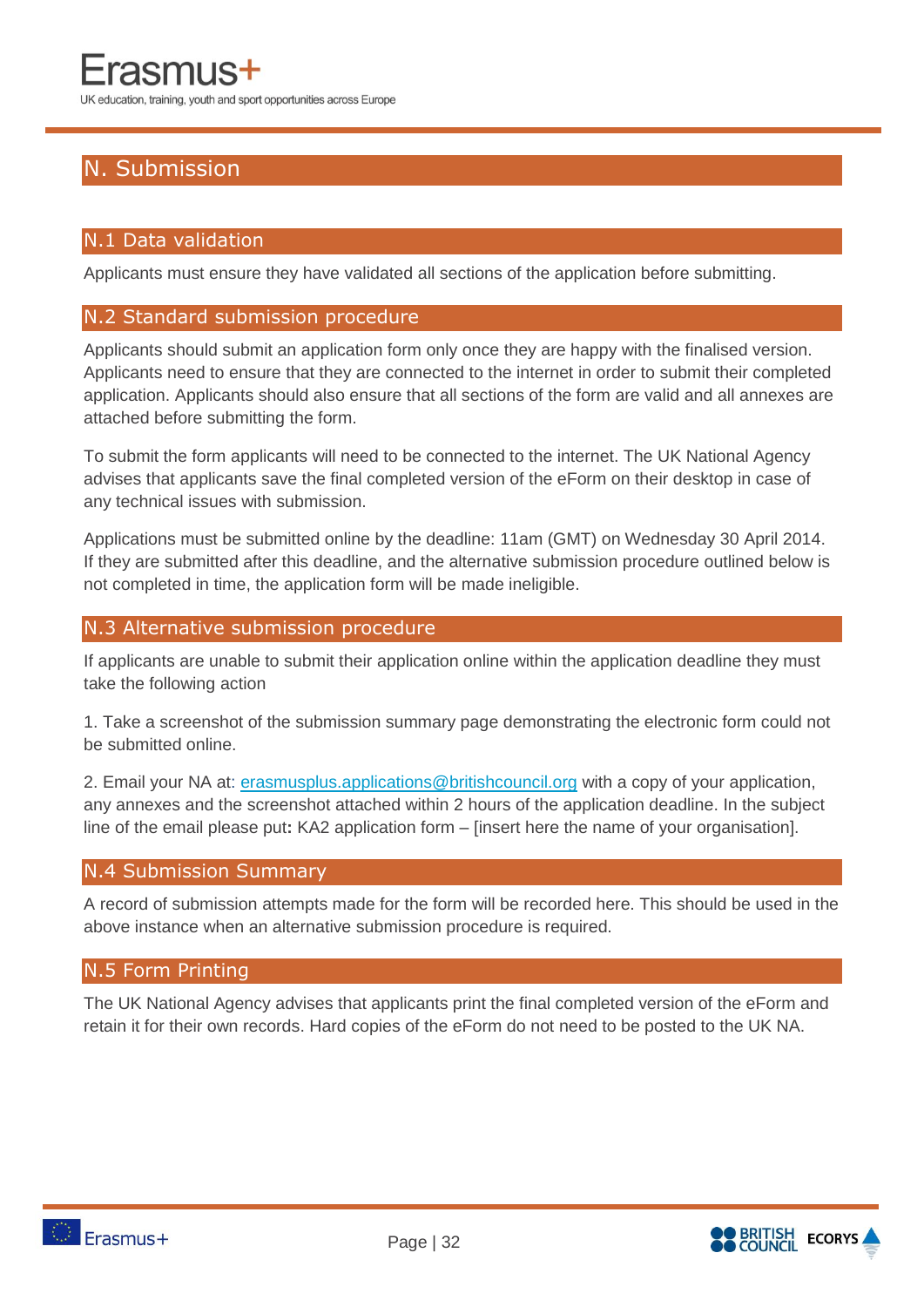# N. Submission

## N.1 Data validation

Applicants must ensure they have validated all sections of the application before submitting.

## N.2 Standard submission procedure

Applicants should submit an application form only once they are happy with the finalised version. Applicants need to ensure that they are connected to the internet in order to submit their completed application. Applicants should also ensure that all sections of the form are valid and all annexes are attached before submitting the form.

To submit the form applicants will need to be connected to the internet. The UK National Agency advises that applicants save the final completed version of the eForm on their desktop in case of any technical issues with submission.

Applications must be submitted online by the deadline: 11am (GMT) on Wednesday 30 April 2014. If they are submitted after this deadline, and the alternative submission procedure outlined below is not completed in time, the application form will be made ineligible.

## N.3 Alternative submission procedure

If applicants are unable to submit their application online within the application deadline they must take the following action

1. Take a screenshot of the submission summary page demonstrating the electronic form could not be submitted online.

2. Email your NA at: erasmusplus.applications@britishcouncil.org with a copy of your application, any annexes and the screenshot attached within 2 hours of the application deadline. In the subject line of the email please put**:** KA2 application form – [insert here the name of your organisation].

## N.4 Submission Summary

A record of submission attempts made for the form will be recorded here. This should be used in the above instance when an alternative submission procedure is required.

## N.5 Form Printing

The UK National Agency advises that applicants print the final completed version of the eForm and retain it for their own records. Hard copies of the eForm do not need to be posted to the UK NA.